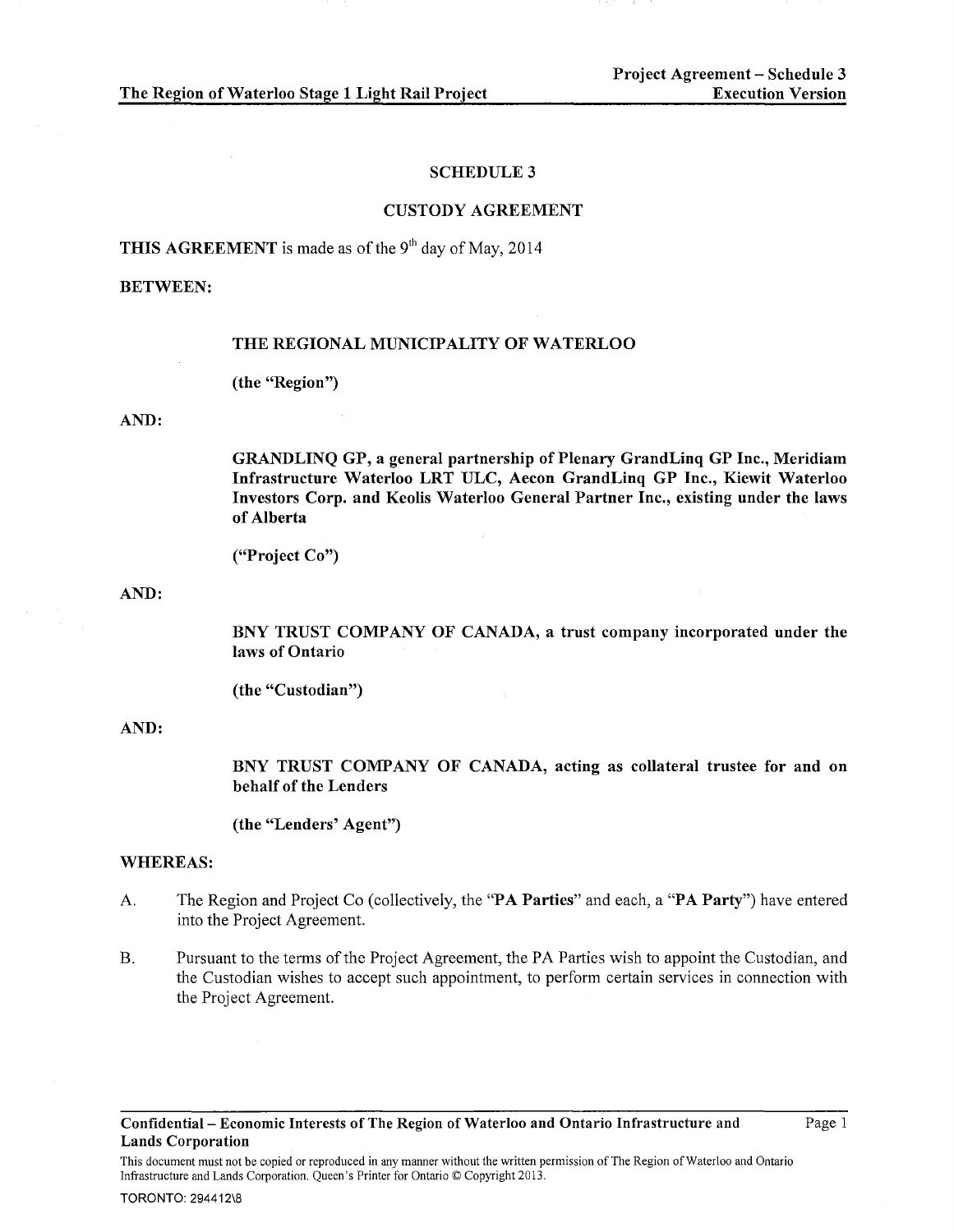## SCHEDULE 3

## CUSTODY AGREEMENT

**THIS AGREEMENT** is made as of the 9th day of May, 2014

**BETWEEN:**

**THE REGIONAL MUNICIPALITY OF WATERLOO**

**(the "Region")**

**AND:**

**GRANDLINQ GP, a general partnership of Plenary GrandLinq GP Inc., Meridiam Infrastructure Waterloo LRT ULC, Aecon GrandLinq GP Inc., Kiewit Waterloo Investors Corp. and Keolis Waterloo General Partner Inc., existing under the laws of Alberta**

**("Project Co")**

**AND:**

**BNY TRUST COMPANY OF CANADA, a trust company incorporated under the laws of Ontario**

**(the "Custodian")**

**AND:**

**BNY TRUST COMPANY OF CANADA, acting as collateral trustee for and on behalf of the Lenders**

**(the "Lenders' Agent")**

**WHEREAS:**

A. The Region and Project Co (collectively, the "**PA Parties**" and each, a "**PA Party**") have entered into the Project Agreement.

B. Pursuant to the terms of the Project Agreement, the PA Parties wish to appoint the Custodian, and the Custodian wishes to accept such appointment, to perform certain services in connection with the Project Agreement.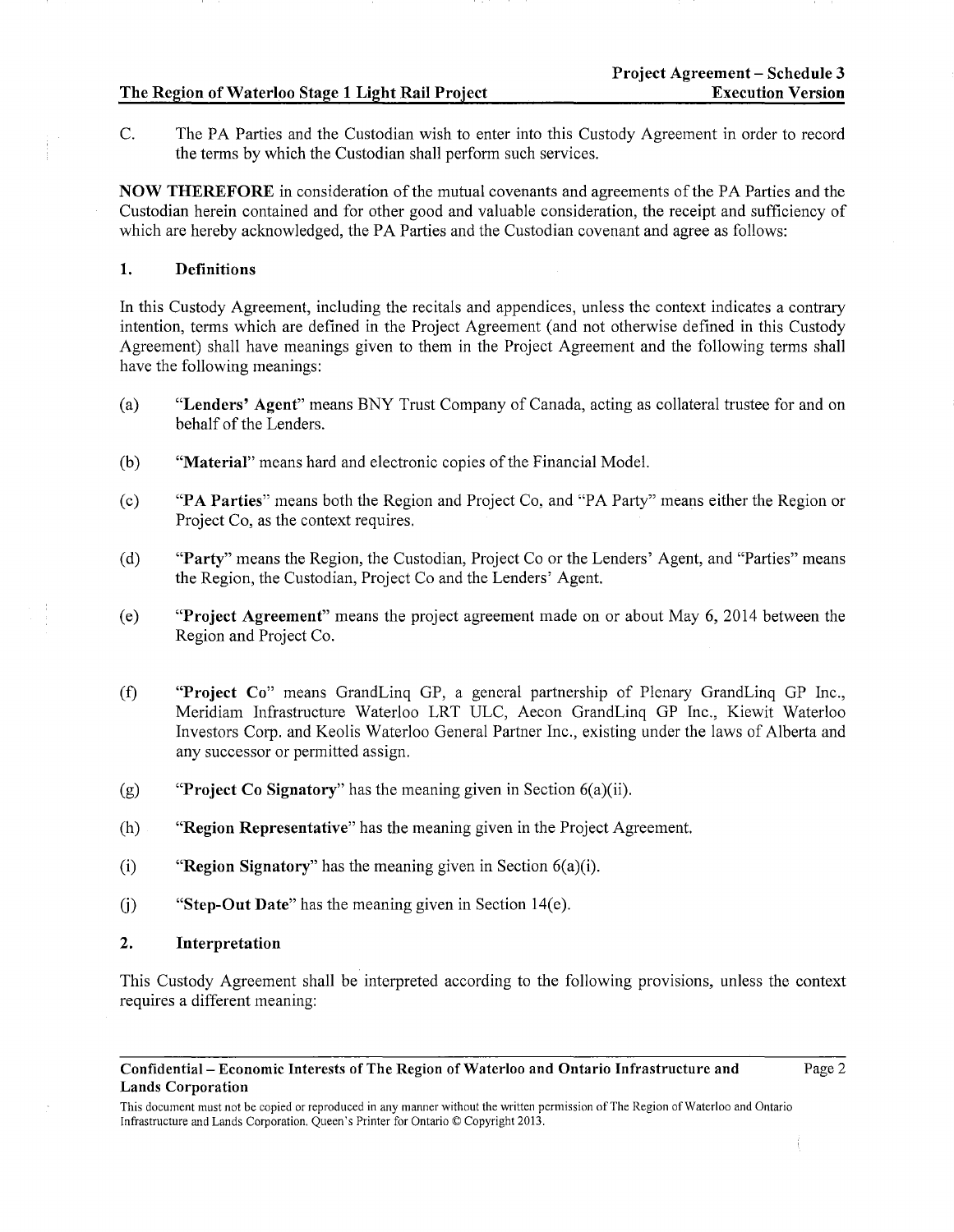C. The PA Parties and the Custodian wish to enter into this Custody Agreement in order to record the terms by which the Custodian shall perform such services.

**NOW THEREFORE** in consideration of the mutual covenants and agreements of the PA Parties and the Custodian herein contained and for other good and valuable consideration, the receipt and sufficiency of which are hereby acknowledged, the PA Parties and the Custodian covenant and agree as follows:

## 1. Definitions

In this Custody Agreement, including the recitals and appendices, unless the context indicates a contrary intention, terms which are defined in the Project Agreement (and not otherwise defined in this Custody Agreement) shall have meanings given to them in the Project Agreement and the following terms shall have the following meanings:

(a) "**Lenders' Agent**" means BNY Trust Company of Canada, acting as collateral trustee for and on behalf of the Lenders.

(b) "**Material**" means hard and electronic copies of the Financial Model.

(c) "**PA Parties**" means both the Region and Project Co, and "PA Party" means either the Region or Project Co, as the context requires.

(d) "**Party**" means the Region, the Custodian, Project Co or the Lenders' Agent, and "Parties" means the Region, the Custodian, Project Co and the Lenders' Agent.

(e) "**Project Agreement**" means the project agreement made on or about May 6, 2014 between the Region and Project Co.

(f) "**Project Co**" means GrandLinq GP, a general partnership of Plenary GrandLinq GP Inc., Meridiam Infrastructure Waterloo LRT ULC, Aecon GrandLinq GP Inc., Kiewit Waterloo Investors Corp. and Keolis Waterloo General Partner Inc., existing under the laws of Alberta and any successor or permitted assign.

(g) "**Project Co Signatory**" has the meaning given in Section 6(a)(ii).

(h) "**Region Representative**" has the meaning given in the Project Agreement.

(i) "**Region Signatory**" has the meaning given in Section 6(a)(i).

(j) "**Step-Out Date**" has the meaning given in Section 14(e).

## 2. Interpretation

This Custody Agreement shall be interpreted according to the following provisions, unless the context requires a different meaning: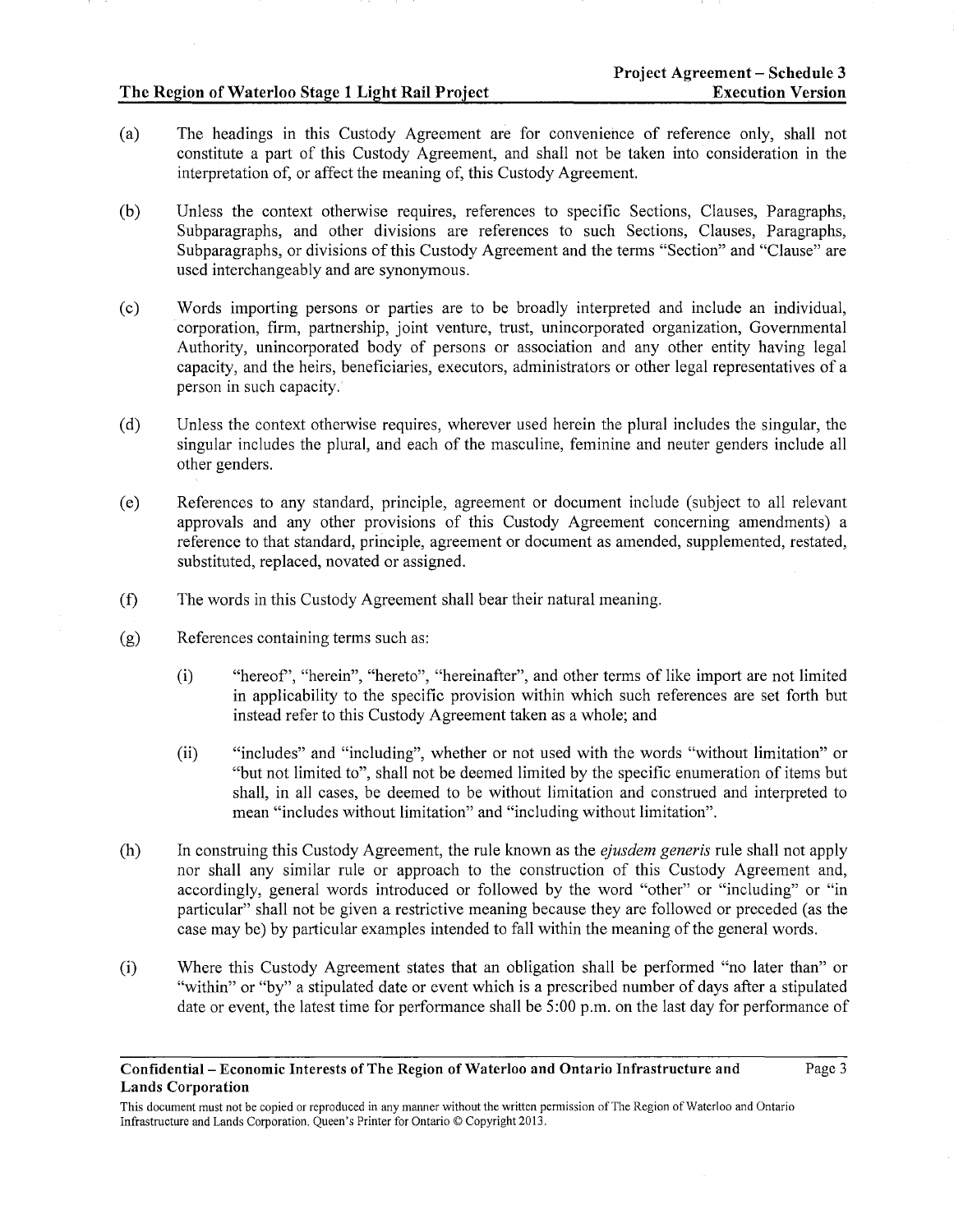(a) The headings in this Custody Agreement are for convenience of reference only, shall not constitute a part of this Custody Agreement, and shall not be taken into consideration in the interpretation of, or affect the meaning of, this Custody Agreement.

(b) Unless the context otherwise requires, references to specific Sections, Clauses, Paragraphs, Subparagraphs, and other divisions are references to such Sections, Clauses, Paragraphs, Subparagraphs, or divisions of this Custody Agreement and the terms "Section" and "Clause" are used interchangeably and are synonymous.

(c) Words importing persons or parties are to be broadly interpreted and include an individual, corporation, firm, partnership, joint venture, trust, unincorporated organization, Governmental Authority, unincorporated body of persons or association and any other entity having legal capacity, and the heirs, beneficiaries, executors, administrators or other legal representatives of a person in such capacity.

(d) Unless the context otherwise requires, wherever used herein the plural includes the singular, the singular includes the plural, and each of the masculine, feminine and neuter genders include all other genders.

(e) References to any standard, principle, agreement or document include (subject to all relevant approvals and any other provisions of this Custody Agreement concerning amendments) a reference to that standard, principle, agreement or document as amended, supplemented, restated, substituted, replaced, novated or assigned.

(f) The words in this Custody Agreement shall bear their natural meaning.

(g) References containing terms such as:

(i) "hereof", "herein", "hereto", "hereinafter", and other terms of like import are not limited in applicability to the specific provision within which such references are set forth but instead refer to this Custody Agreement taken as a whole; and

(ii) "includes" and "including", whether or not used with the words "without limitation" or "but not limited to", shall not be deemed limited by the specific enumeration of items but shall, in all cases, be deemed to be without limitation and construed and interpreted to mean "includes without limitation" and "including without limitation".

(h) In construing this Custody Agreement, the rule known as the *ejusdem generis* rule shall not apply nor shall any similar rule or approach to the construction of this Custody Agreement and, accordingly, general words introduced or followed by the word "other" or "including" or "in particular" shall not be given a restrictive meaning because they are followed or preceded (as the case may be) by particular examples intended to fall within the meaning of the general words.

(i) Where this Custody Agreement states that an obligation shall be performed "no later than" or "within" or "by" a stipulated date or event which is a prescribed number of days after a stipulated date or event, the latest time for performance shall be 5:00 p.m. on the last day for performance of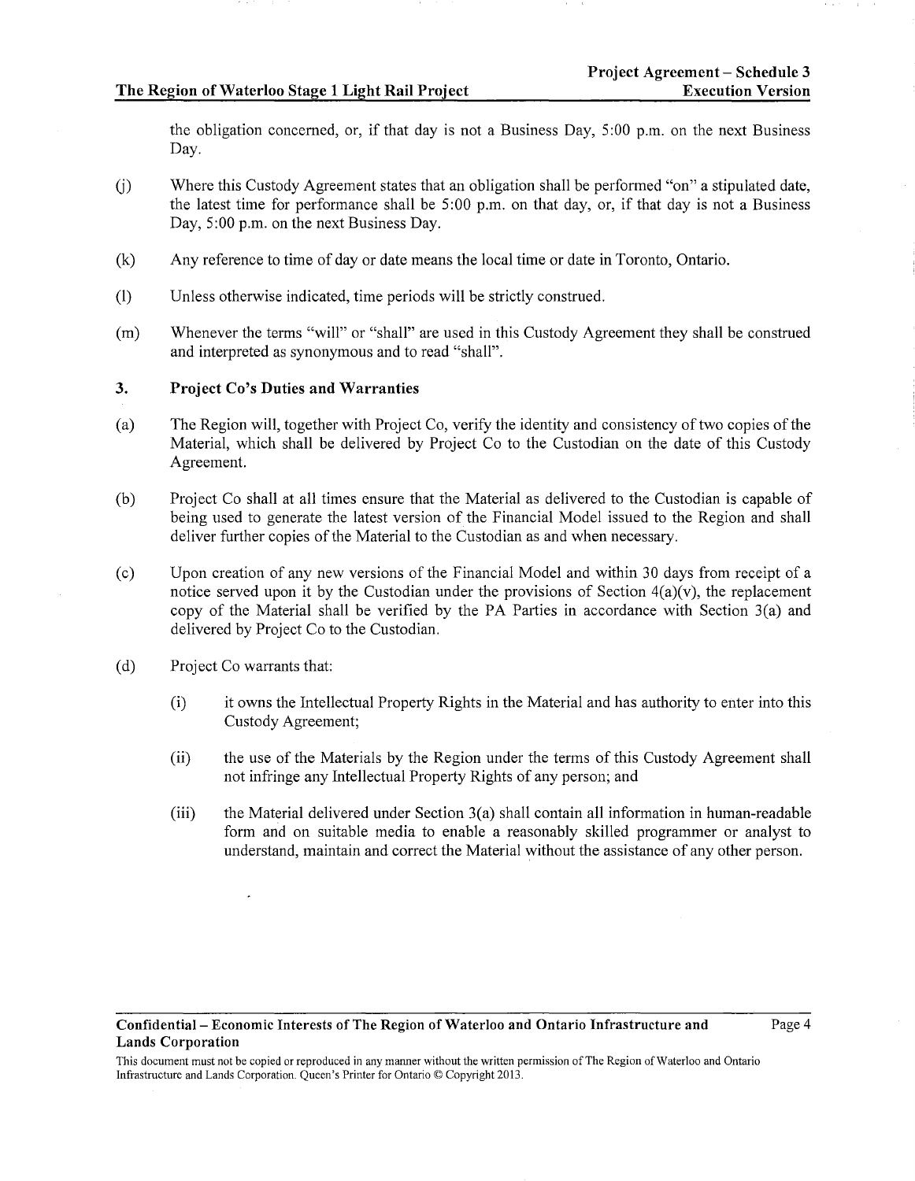the obligation concerned, or, if that day is not a Business Day, 5:00 p.m. on the next Business Day.

(j) Where this Custody Agreement states that an obligation shall be performed "on" a stipulated date, the latest time for performance shall be 5:00 p.m. on that day, or, if that day is not a Business Day, 5:00 p.m. on the next Business Day.

(k) Any reference to time of day or date means the local time or date in Toronto, Ontario.

(l) Unless otherwise indicated, time periods will be strictly construed.

(m) Whenever the terms "will" or "shall" are used in this Custody Agreement they shall be construed and interpreted as synonymous and to read "shall".

## 3. Project Co's Duties and Warranties

(a) The Region will, together with Project Co, verify the identity and consistency of two copies of the Material, which shall be delivered by Project Co to the Custodian on the date of this Custody Agreement.

(b) Project Co shall at all times ensure that the Material as delivered to the Custodian is capable of being used to generate the latest version of the Financial Model issued to the Region and shall deliver further copies of the Material to the Custodian as and when necessary.

(c) Upon creation of any new versions of the Financial Model and within 30 days from receipt of a notice served upon it by the Custodian under the provisions of Section 4(a)(v), the replacement copy of the Material shall be verified by the PA Parties in accordance with Section 3(a) and delivered by Project Co to the Custodian.

(d) Project Co warrants that:

(i) it owns the Intellectual Property Rights in the Material and has authority to enter into this Custody Agreement;

(ii) the use of the Materials by the Region under the terms of this Custody Agreement shall not infringe any Intellectual Property Rights of any person; and

(iii) the Material delivered under Section 3(a) shall contain all information in human-readable form and on suitable media to enable a reasonably skilled programmer or analyst to understand, maintain and correct the Material without the assistance of any other person.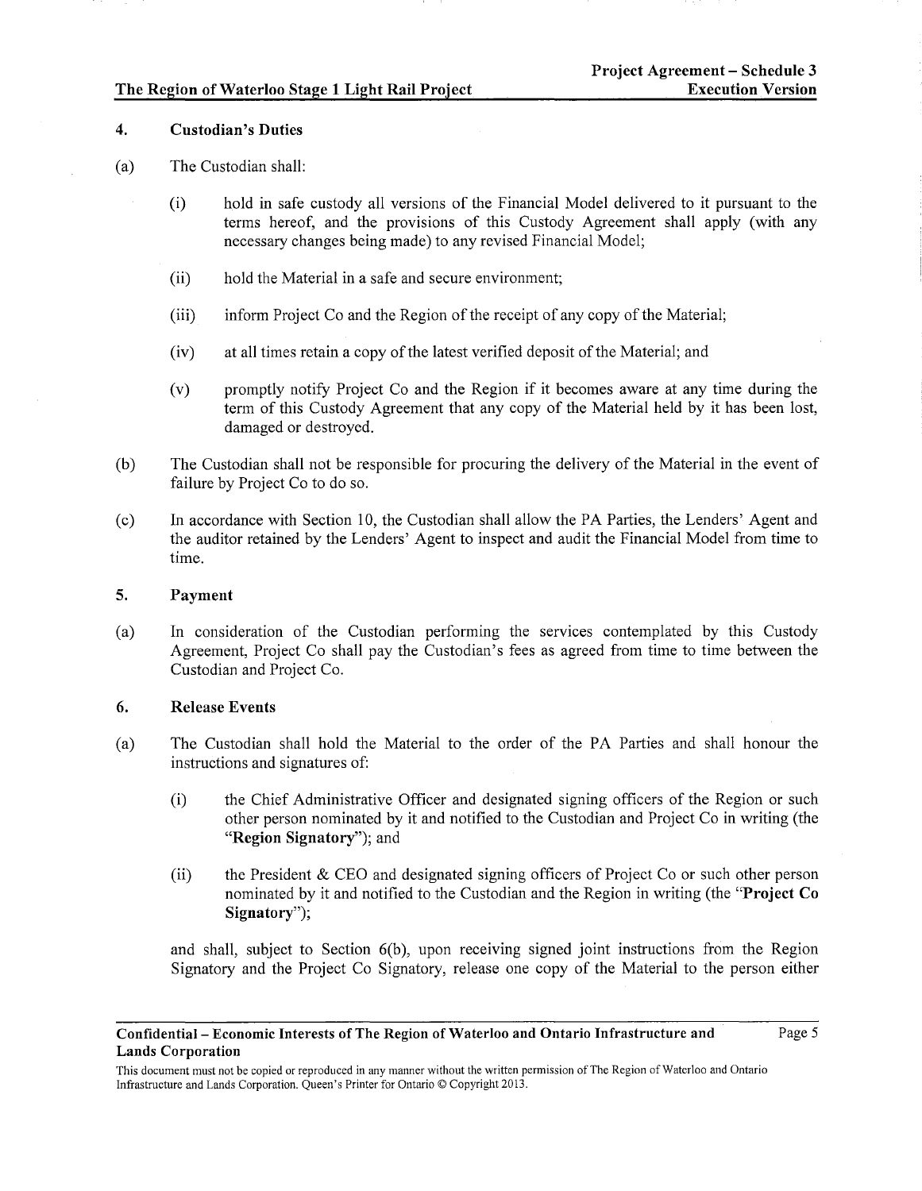## 4. Custodian's Duties

(a) The Custodian shall:

(i) hold in safe custody all versions of the Financial Model delivered to it pursuant to the terms hereof, and the provisions of this Custody Agreement shall apply (with any necessary changes being made) to any revised Financial Model;

(ii) hold the Material in a safe and secure environment;

(iii) inform Project Co and the Region of the receipt of any copy of the Material;

(iv) at all times retain a copy of the latest verified deposit of the Material; and

(v) promptly notify Project Co and the Region if it becomes aware at any time during the term of this Custody Agreement that any copy of the Material held by it has been lost, damaged or destroyed.

(b) The Custodian shall not be responsible for procuring the delivery of the Material in the event of failure by Project Co to do so.

(c) In accordance with Section 10, the Custodian shall allow the PA Parties, the Lenders' Agent and the auditor retained by the Lenders' Agent to inspect and audit the Financial Model from time to time.

## 5. Payment

(a) In consideration of the Custodian performing the services contemplated by this Custody Agreement, Project Co shall pay the Custodian's fees as agreed from time to time between the Custodian and Project Co.

## 6. Release Events

(a) The Custodian shall hold the Material to the order of the PA Parties and shall honour the instructions and signatures of:

(i) the Chief Administrative Officer and designated signing officers of the Region or such other person nominated by it and notified to the Custodian and Project Co in writing (the "**Region Signatory**"); and

(ii) the President & CEO and designated signing officers of Project Co or such other person nominated by it and notified to the Custodian and the Region in writing (the "**Project Co Signatory**");

and shall, subject to Section 6(b), upon receiving signed joint instructions from the Region Signatory and the Project Co Signatory, release one copy of the Material to the person either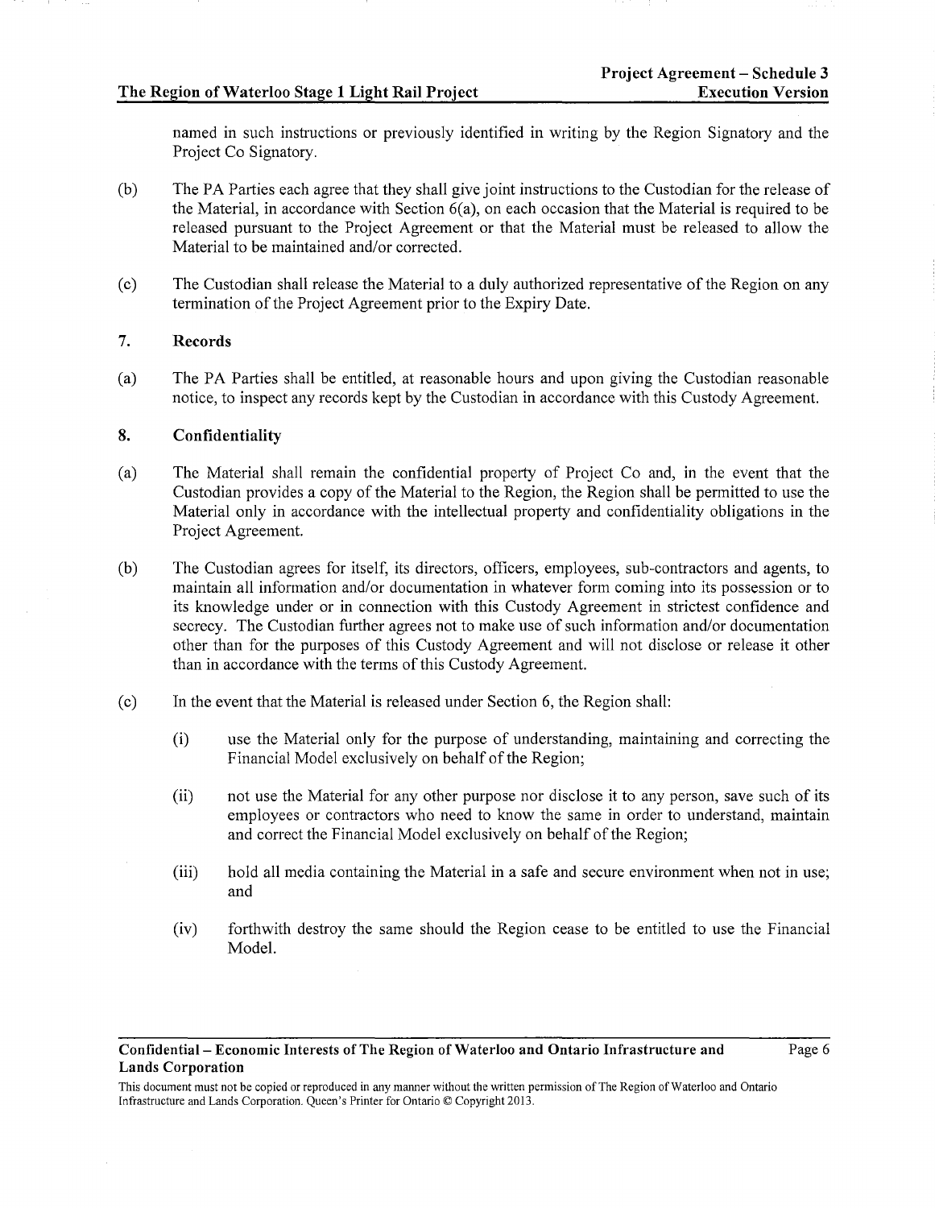named in such instructions or previously identified in writing by the Region Signatory and the Project Co Signatory.

(b) The PA Parties each agree that they shall give joint instructions to the Custodian for the release of the Material, in accordance with Section 6(a), on each occasion that the Material is required to be released pursuant to the Project Agreement or that the Material must be released to allow the Material to be maintained and/or corrected.

(c) The Custodian shall release the Material to a duly authorized representative of the Region on any termination of the Project Agreement prior to the Expiry Date.

## 7. Records

(a) The PA Parties shall be entitled, at reasonable hours and upon giving the Custodian reasonable notice, to inspect any records kept by the Custodian in accordance with this Custody Agreement.

## 8. Confidentiality

(a) The Material shall remain the confidential property of Project Co and, in the event that the Custodian provides a copy of the Material to the Region, the Region shall be permitted to use the Material only in accordance with the intellectual property and confidentiality obligations in the Project Agreement.

(b) The Custodian agrees for itself, its directors, officers, employees, sub-contractors and agents, to maintain all information and/or documentation in whatever form coming into its possession or to its knowledge under or in connection with this Custody Agreement in strictest confidence and secrecy. The Custodian further agrees not to make use of such information and/or documentation other than for the purposes of this Custody Agreement and will not disclose or release it other than in accordance with the terms of this Custody Agreement.

(c) In the event that the Material is released under Section 6, the Region shall:

(i) use the Material only for the purpose of understanding, maintaining and correcting the Financial Model exclusively on behalf of the Region;

(ii) not use the Material for any other purpose nor disclose it to any person, save such of its employees or contractors who need to know the same in order to understand, maintain and correct the Financial Model exclusively on behalf of the Region;

(iii) hold all media containing the Material in a safe and secure environment when not in use; and

(iv) forthwith destroy the same should the Region cease to be entitled to use the Financial Model.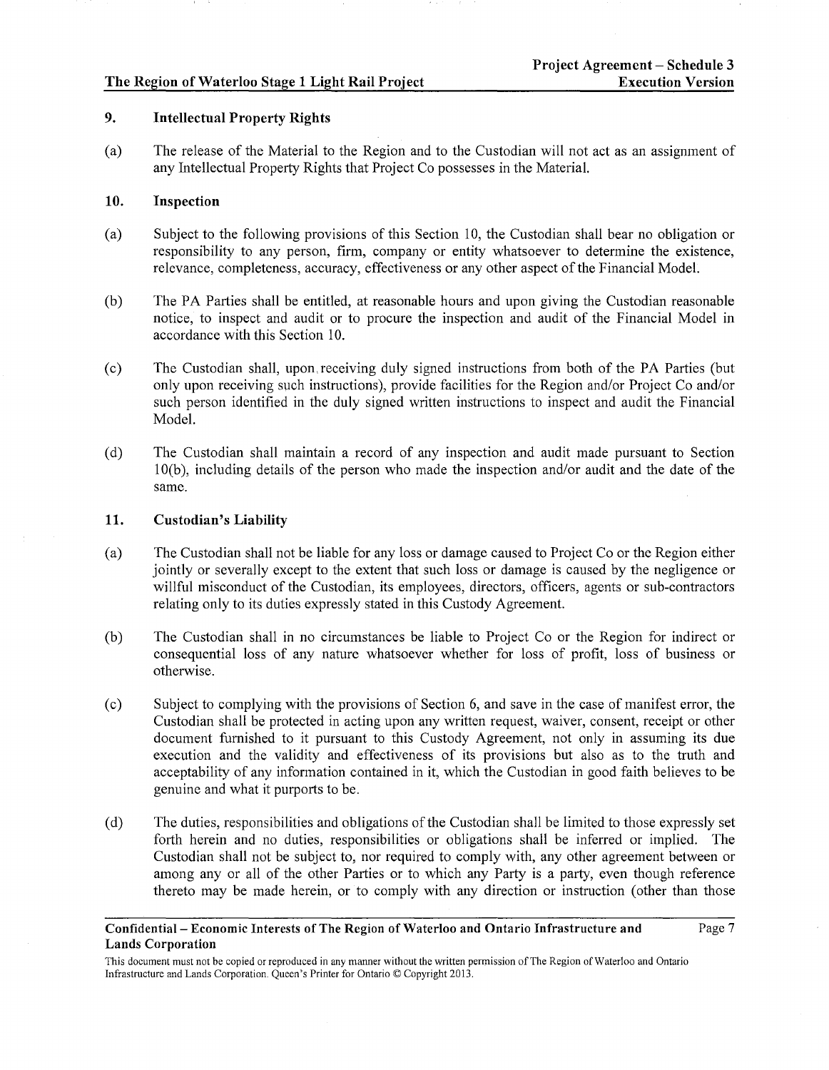## 9. Intellectual Property Rights

(a) The release of the Material to the Region and to the Custodian will not act as an assignment of any Intellectual Property Rights that Project Co possesses in the Material.

## 10. Inspection

(a) Subject to the following provisions of this Section 10, the Custodian shall bear no obligation or responsibility to any person, firm, company or entity whatsoever to determine the existence, relevance, completeness, accuracy, effectiveness or any other aspect of the Financial Model.

(b) The PA Parties shall be entitled, at reasonable hours and upon giving the Custodian reasonable notice, to inspect and audit or to procure the inspection and audit of the Financial Model in accordance with this Section 10.

(c) The Custodian shall, upon receiving duly signed instructions from both of the PA Parties (but only upon receiving such instructions), provide facilities for the Region and/or Project Co and/or such person identified in the duly signed written instructions to inspect and audit the Financial Model.

(d) The Custodian shall maintain a record of any inspection and audit made pursuant to Section 10(b), including details of the person who made the inspection and/or audit and the date of the same.

## 11. Custodian's Liability

(a) The Custodian shall not be liable for any loss or damage caused to Project Co or the Region either jointly or severally except to the extent that such loss or damage is caused by the negligence or willful misconduct of the Custodian, its employees, directors, officers, agents or sub-contractors relating only to its duties expressly stated in this Custody Agreement.

(b) The Custodian shall in no circumstances be liable to Project Co or the Region for indirect or consequential loss of any nature whatsoever whether for loss of profit, loss of business or otherwise.

(c) Subject to complying with the provisions of Section 6, and save in the case of manifest error, the Custodian shall be protected in acting upon any written request, waiver, consent, receipt or other document furnished to it pursuant to this Custody Agreement, not only in assuming its due execution and the validity and effectiveness of its provisions but also as to the truth and acceptability of any information contained in it, which the Custodian in good faith believes to be genuine and what it purports to be.

(d) The duties, responsibilities and obligations of the Custodian shall be limited to those expressly set forth herein and no duties, responsibilities or obligations shall be inferred or implied. The Custodian shall not be subject to, nor required to comply with, any other agreement between or among any or all of the other Parties or to which any Party is a party, even though reference thereto may be made herein, or to comply with any direction or instruction (other than those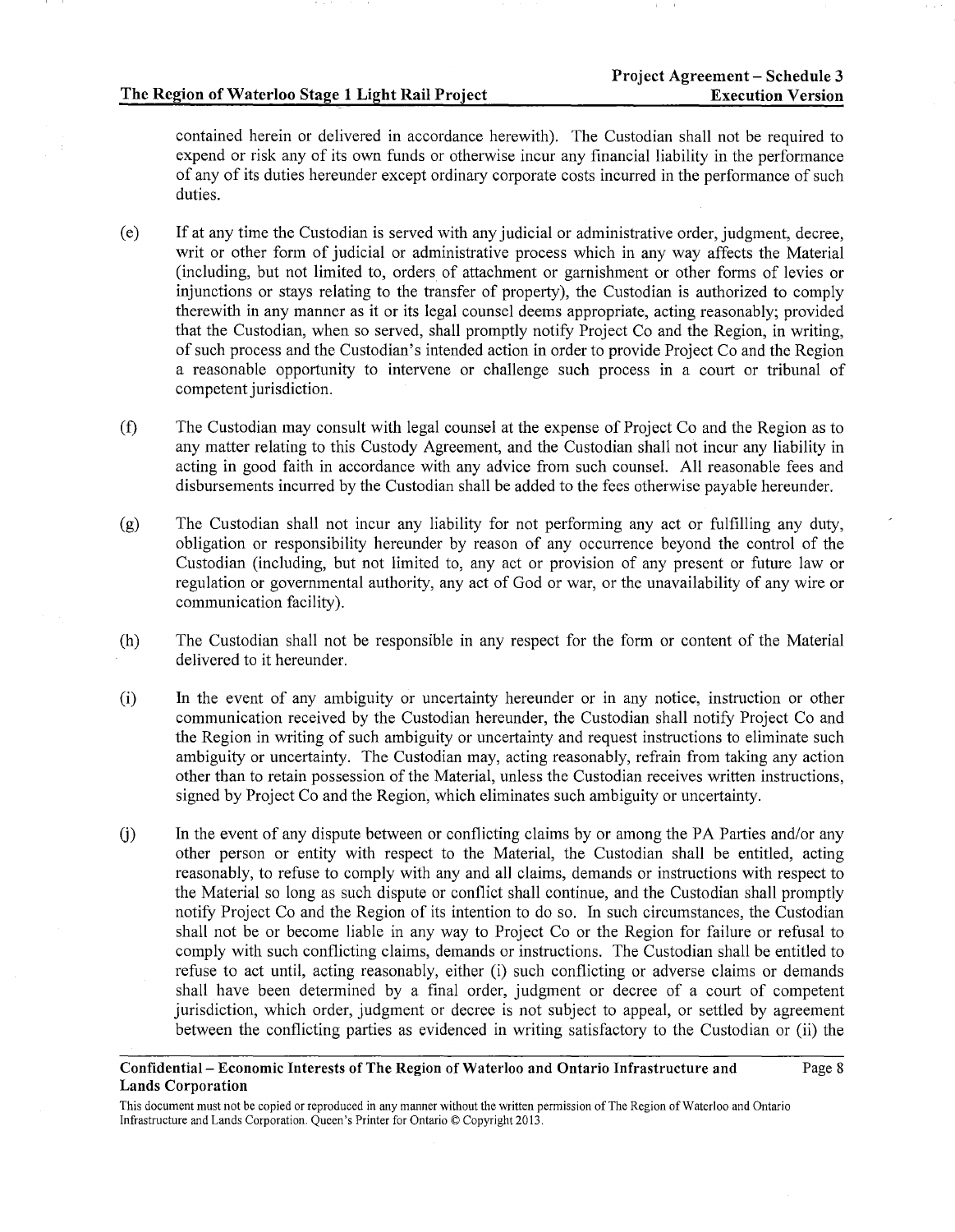contained herein or delivered in accordance herewith). The Custodian shall not be required to expend or risk any of its own funds or otherwise incur any financial liability in the performance of any of its duties hereunder except ordinary corporate costs incurred in the performance of such duties.

(e) If at any time the Custodian is served with any judicial or administrative order, judgment, decree, writ or other form of judicial or administrative process which in any way affects the Material (including, but not limited to, orders of attachment or garnishment or other forms of levies or injunctions or stays relating to the transfer of property), the Custodian is authorized to comply therewith in any manner as it or its legal counsel deems appropriate, acting reasonably; provided that the Custodian, when so served, shall promptly notify Project Co and the Region, in writing, of such process and the Custodian's intended action in order to provide Project Co and the Region a reasonable opportunity to intervene or challenge such process in a court or tribunal of competent jurisdiction.

(f) The Custodian may consult with legal counsel at the expense of Project Co and the Region as to any matter relating to this Custody Agreement, and the Custodian shall not incur any liability in acting in good faith in accordance with any advice from such counsel. All reasonable fees and disbursements incurred by the Custodian shall be added to the fees otherwise payable hereunder.

(g) The Custodian shall not incur any liability for not performing any act or fulfilling any duty, obligation or responsibility hereunder by reason of any occurrence beyond the control of the Custodian (including, but not limited to, any act or provision of any present or future law or regulation or governmental authority, any act of God or war, or the unavailability of any wire or communication facility).

(h) The Custodian shall not be responsible in any respect for the form or content of the Material delivered to it hereunder.

(i) In the event of any ambiguity or uncertainty hereunder or in any notice, instruction or other communication received by the Custodian hereunder, the Custodian shall notify Project Co and the Region in writing of such ambiguity or uncertainty and request instructions to eliminate such ambiguity or uncertainty. The Custodian may, acting reasonably, refrain from taking any action other than to retain possession of the Material, unless the Custodian receives written instructions, signed by Project Co and the Region, which eliminates such ambiguity or uncertainty.

(j) In the event of any dispute between or conflicting claims by or among the PA Parties and/or any other person or entity with respect to the Material, the Custodian shall be entitled, acting reasonably, to refuse to comply with any and all claims, demands or instructions with respect to the Material so long as such dispute or conflict shall continue, and the Custodian shall promptly notify Project Co and the Region of its intention to do so. In such circumstances, the Custodian shall not be or become liable in any way to Project Co or the Region for failure or refusal to comply with such conflicting claims, demands or instructions. The Custodian shall be entitled to refuse to act until, acting reasonably, either (i) such conflicting or adverse claims or demands shall have been determined by a final order, judgment or decree of a court of competent jurisdiction, which order, judgment or decree is not subject to appeal, or settled by agreement between the conflicting parties as evidenced in writing satisfactory to the Custodian or (ii) the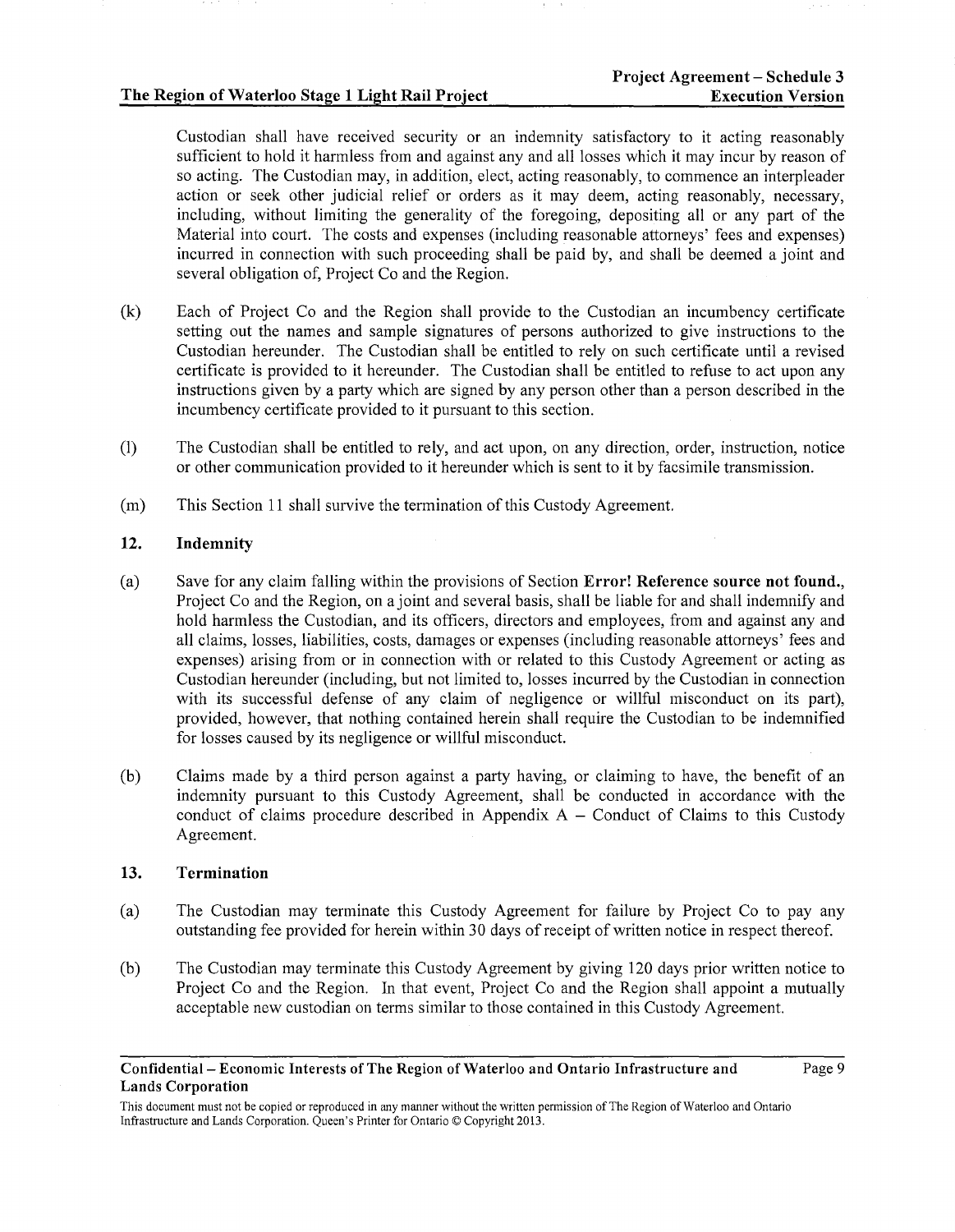Custodian shall have received security or an indemnity satisfactory to it acting reasonably sufficient to hold it harmless from and against any and all losses which it may incur by reason of so acting. The Custodian may, in addition, elect, acting reasonably, to commence an interpleader action or seek other judicial relief or orders as it may deem, acting reasonably, necessary, including, without limiting the generality of the foregoing, depositing all or any part of the Material into court. The costs and expenses (including reasonable attorneys' fees and expenses) incurred in connection with such proceeding shall be paid by, and shall be deemed a joint and several obligation of, Project Co and the Region.

(k) Each of Project Co and the Region shall provide to the Custodian an incumbency certificate setting out the names and sample signatures of persons authorized to give instructions to the Custodian hereunder. The Custodian shall be entitled to rely on such certificate until a revised certificate is provided to it hereunder. The Custodian shall be entitled to refuse to act upon any instructions given by a party which are signed by any person other than a person described in the incumbency certificate provided to it pursuant to this section.

(l) The Custodian shall be entitled to rely, and act upon, on any direction, order, instruction, notice or other communication provided to it hereunder which is sent to it by facsimile transmission.

(m) This Section 11 shall survive the termination of this Custody Agreement.

## 12. Indemnity

(a) Save for any claim falling within the provisions of Section **Error! Reference source not found.**, Project Co and the Region, on a joint and several basis, shall be liable for and shall indemnify and hold harmless the Custodian, and its officers, directors and employees, from and against any and all claims, losses, liabilities, costs, damages or expenses (including reasonable attorneys' fees and expenses) arising from or in connection with or related to this Custody Agreement or acting as Custodian hereunder (including, but not limited to, losses incurred by the Custodian in connection with its successful defense of any claim of negligence or willful misconduct on its part), provided, however, that nothing contained herein shall require the Custodian to be indemnified for losses caused by its negligence or willful misconduct.

(b) Claims made by a third person against a party having, or claiming to have, the benefit of an indemnity pursuant to this Custody Agreement, shall be conducted in accordance with the conduct of claims procedure described in Appendix A – Conduct of Claims to this Custody Agreement.

## 13. Termination

(a) The Custodian may terminate this Custody Agreement for failure by Project Co to pay any outstanding fee provided for herein within 30 days of receipt of written notice in respect thereof.

(b) The Custodian may terminate this Custody Agreement by giving 120 days prior written notice to Project Co and the Region. In that event, Project Co and the Region shall appoint a mutually acceptable new custodian on terms similar to those contained in this Custody Agreement.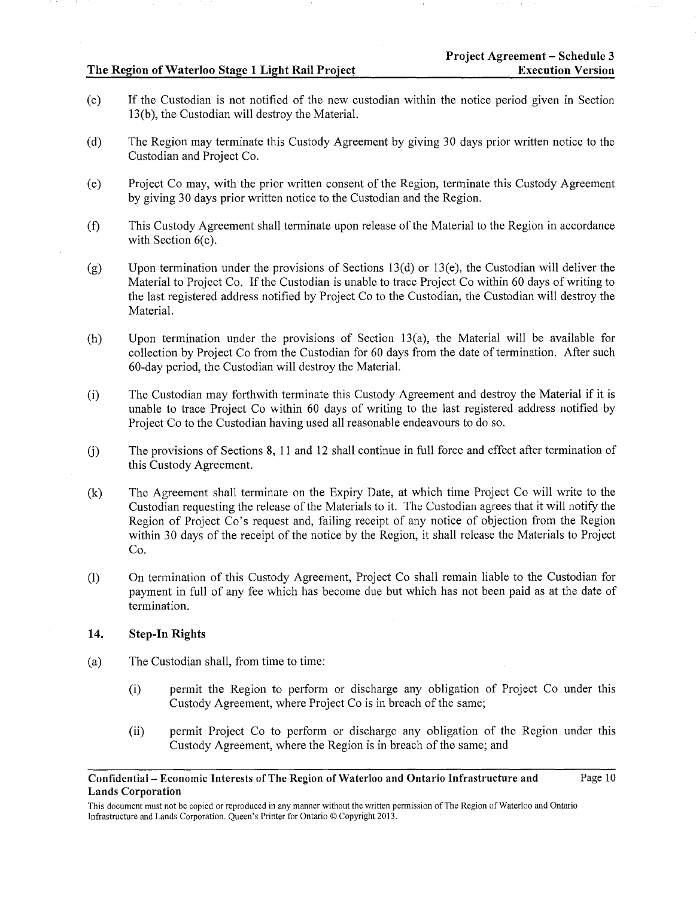(c) If the Custodian is not notified of the new custodian within the notice period given in Section 13(b), the Custodian will destroy the Material.

(d) The Region may terminate this Custody Agreement by giving 30 days prior written notice to the Custodian and Project Co.

(e) Project Co may, with the prior written consent of the Region, terminate this Custody Agreement by giving 30 days prior written notice to the Custodian and the Region.

(f) This Custody Agreement shall terminate upon release of the Material to the Region in accordance with Section 6(c).

(g) Upon termination under the provisions of Sections 13(d) or 13(e), the Custodian will deliver the Material to Project Co. If the Custodian is unable to trace Project Co within 60 days of writing to the last registered address notified by Project Co to the Custodian, the Custodian will destroy the Material.

(h) Upon termination under the provisions of Section 13(a), the Material will be available for collection by Project Co from the Custodian for 60 days from the date of termination. After such 60-day period, the Custodian will destroy the Material.

(i) The Custodian may forthwith terminate this Custody Agreement and destroy the Material if it is unable to trace Project Co within 60 days of writing to the last registered address notified by Project Co to the Custodian having used all reasonable endeavours to do so.

(j) The provisions of Sections 8, 11 and 12 shall continue in full force and effect after termination of this Custody Agreement.

(k) The Agreement shall terminate on the Expiry Date, at which time Project Co will write to the Custodian requesting the release of the Materials to it. The Custodian agrees that it will notify the Region of Project Co's request and, failing receipt of any notice of objection from the Region within 30 days of the receipt of the notice by the Region, it shall release the Materials to Project Co.

(l) On termination of this Custody Agreement, Project Co shall remain liable to the Custodian for payment in full of any fee which has become due but which has not been paid as at the date of termination.

## 14. Step-In Rights

(a) The Custodian shall, from time to time:

  (i) permit the Region to perform or discharge any obligation of Project Co under this Custody Agreement, where Project Co is in breach of the same;

  (ii) permit Project Co to perform or discharge any obligation of the Region under this Custody Agreement, where the Region is in breach of the same; and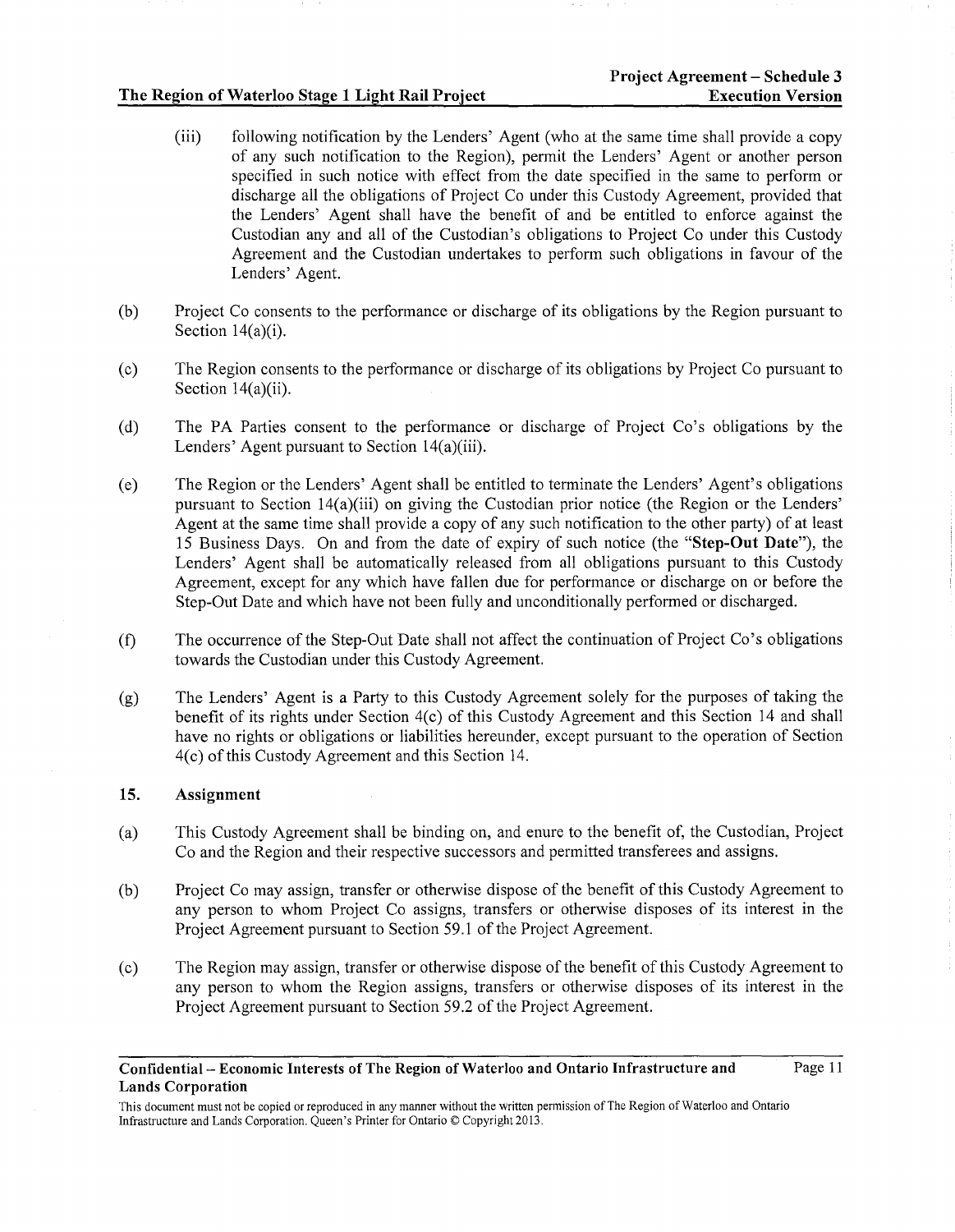(iii) following notification by the Lenders' Agent (who at the same time shall provide a copy of any such notification to the Region), permit the Lenders' Agent or another person specified in such notice with effect from the date specified in the same to perform or discharge all the obligations of Project Co under this Custody Agreement, provided that the Lenders' Agent shall have the benefit of and be entitled to enforce against the Custodian any and all of the Custodian's obligations to Project Co under this Custody Agreement and the Custodian undertakes to perform such obligations in favour of the Lenders' Agent.

(b) Project Co consents to the performance or discharge of its obligations by the Region pursuant to Section 14(a)(i).

(c) The Region consents to the performance or discharge of its obligations by Project Co pursuant to Section 14(a)(ii).

(d) The PA Parties consent to the performance or discharge of Project Co's obligations by the Lenders' Agent pursuant to Section 14(a)(iii).

(e) The Region or the Lenders' Agent shall be entitled to terminate the Lenders' Agent's obligations pursuant to Section 14(a)(iii) on giving the Custodian prior notice (the Region or the Lenders' Agent at the same time shall provide a copy of any such notification to the other party) of at least 15 Business Days. On and from the date of expiry of such notice (the "**Step-Out Date**"), the Lenders' Agent shall be automatically released from all obligations pursuant to this Custody Agreement, except for any which have fallen due for performance or discharge on or before the Step-Out Date and which have not been fully and unconditionally performed or discharged.

(f) The occurrence of the Step-Out Date shall not affect the continuation of Project Co's obligations towards the Custodian under this Custody Agreement.

(g) The Lenders' Agent is a Party to this Custody Agreement solely for the purposes of taking the benefit of its rights under Section 4(c) of this Custody Agreement and this Section 14 and shall have no rights or obligations or liabilities hereunder, except pursuant to the operation of Section 4(c) of this Custody Agreement and this Section 14.

## 15. Assignment

(a) This Custody Agreement shall be binding on, and enure to the benefit of, the Custodian, Project Co and the Region and their respective successors and permitted transferees and assigns.

(b) Project Co may assign, transfer or otherwise dispose of the benefit of this Custody Agreement to any person to whom Project Co assigns, transfers or otherwise disposes of its interest in the Project Agreement pursuant to Section 59.1 of the Project Agreement.

(c) The Region may assign, transfer or otherwise dispose of the benefit of this Custody Agreement to any person to whom the Region assigns, transfers or otherwise disposes of its interest in the Project Agreement pursuant to Section 59.2 of the Project Agreement.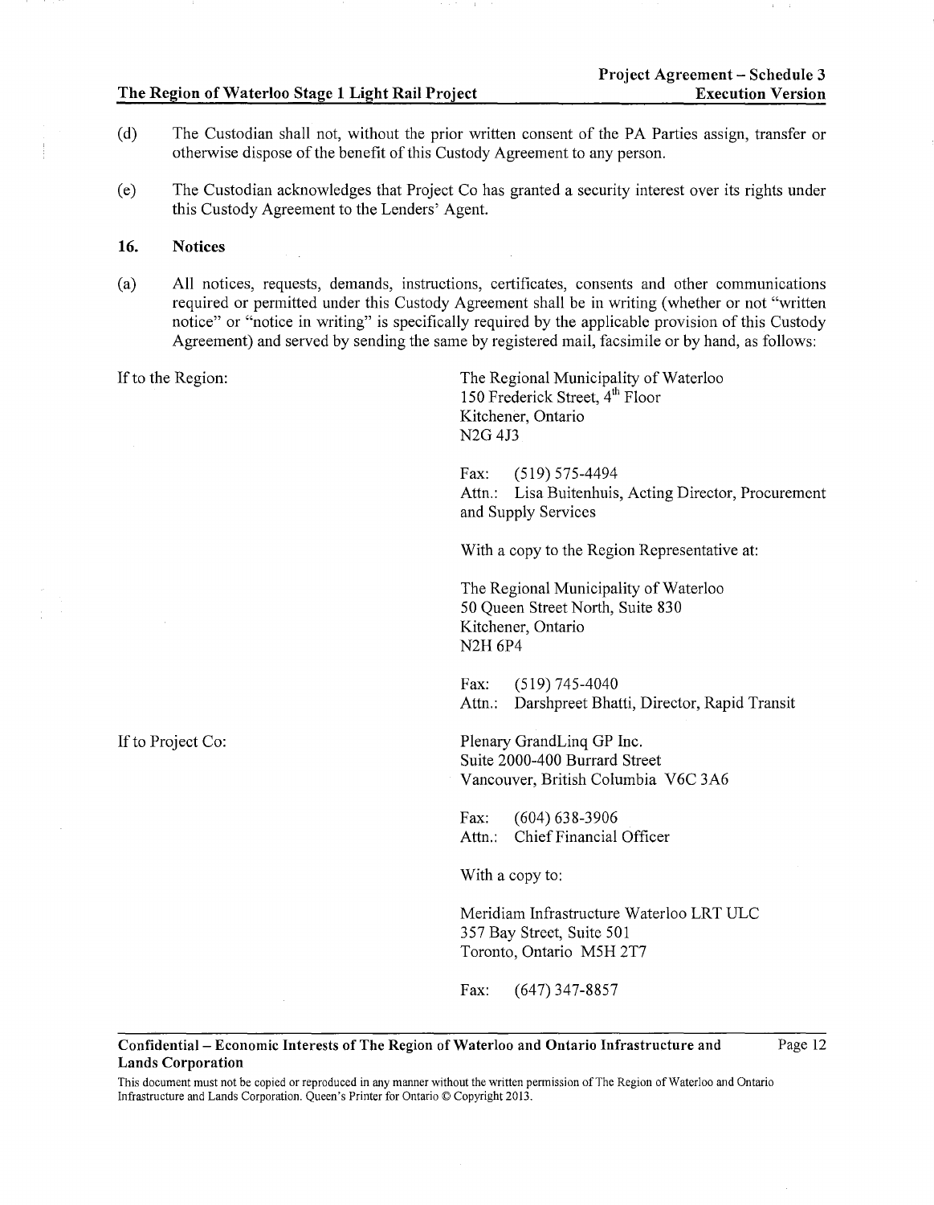(d) The Custodian shall not, without the prior written consent of the PA Parties assign, transfer or otherwise dispose of the benefit of this Custody Agreement to any person.

(e) The Custodian acknowledges that Project Co has granted a security interest over its rights under this Custody Agreement to the Lenders' Agent.

## 16. Notices

(a) All notices, requests, demands, instructions, certificates, consents and other communications required or permitted under this Custody Agreement shall be in writing (whether or not "written notice" or "notice in writing" is specifically required by the applicable provision of this Custody Agreement) and served by sending the same by registered mail, facsimile or by hand, as follows:

If to the Region:

The Regional Municipality of Waterloo
150 Frederick Street, 4th Floor
Kitchener, Ontario
N2G 4J3

Fax: (519) 575-4494
Attn.: Lisa Buitenhuis, Acting Director, Procurement and Supply Services

With a copy to the Region Representative at:

The Regional Municipality of Waterloo
50 Queen Street North, Suite 830
Kitchener, Ontario
N2H 6P4

Fax: (519) 745-4040
Attn.: Darshpreet Bhatti, Director, Rapid Transit

If to Project Co:

Plenary GrandLinq GP Inc.
Suite 2000-400 Burrard Street
Vancouver, British Columbia V6C 3A6

Fax: (604) 638-3906
Attn.: Chief Financial Officer

With a copy to:

Meridiam Infrastructure Waterloo LRT ULC
357 Bay Street, Suite 501
Toronto, Ontario M5H 2T7

Fax: (647) 347-8857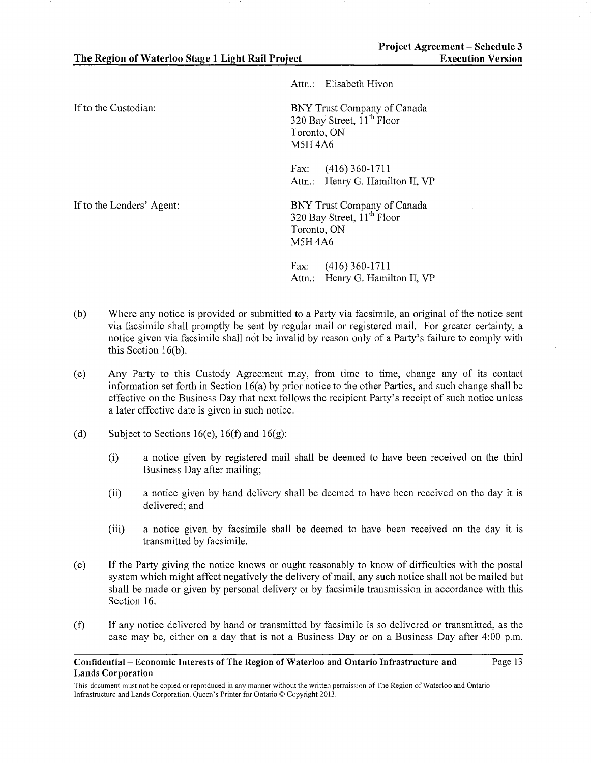Attn.: Elisabeth Hivon

If to the Custodian:

BNY Trust Company of Canada
320 Bay Street, 11th Floor
Toronto, ON
M5H 4A6

Fax: (416) 360-1711
Attn.: Henry G. Hamilton II, VP

If to the Lenders' Agent:

BNY Trust Company of Canada
320 Bay Street, 11th Floor
Toronto, ON
M5H 4A6

Fax: (416) 360-1711
Attn.: Henry G. Hamilton II, VP

(b) Where any notice is provided or submitted to a Party via facsimile, an original of the notice sent via facsimile shall promptly be sent by regular mail or registered mail. For greater certainty, a notice given via facsimile shall not be invalid by reason only of a Party's failure to comply with this Section 16(b).

(c) Any Party to this Custody Agreement may, from time to time, change any of its contact information set forth in Section 16(a) by prior notice to the other Parties, and such change shall be effective on the Business Day that next follows the recipient Party's receipt of such notice unless a later effective date is given in such notice.

(d) Subject to Sections 16(e), 16(f) and 16(g):

(i) a notice given by registered mail shall be deemed to have been received on the third Business Day after mailing;

(ii) a notice given by hand delivery shall be deemed to have been received on the day it is delivered; and

(iii) a notice given by facsimile shall be deemed to have been received on the day it is transmitted by facsimile.

(e) If the Party giving the notice knows or ought reasonably to know of difficulties with the postal system which might affect negatively the delivery of mail, any such notice shall not be mailed but shall be made or given by personal delivery or by facsimile transmission in accordance with this Section 16.

(f) If any notice delivered by hand or transmitted by facsimile is so delivered or transmitted, as the case may be, either on a day that is not a Business Day or on a Business Day after 4:00 p.m.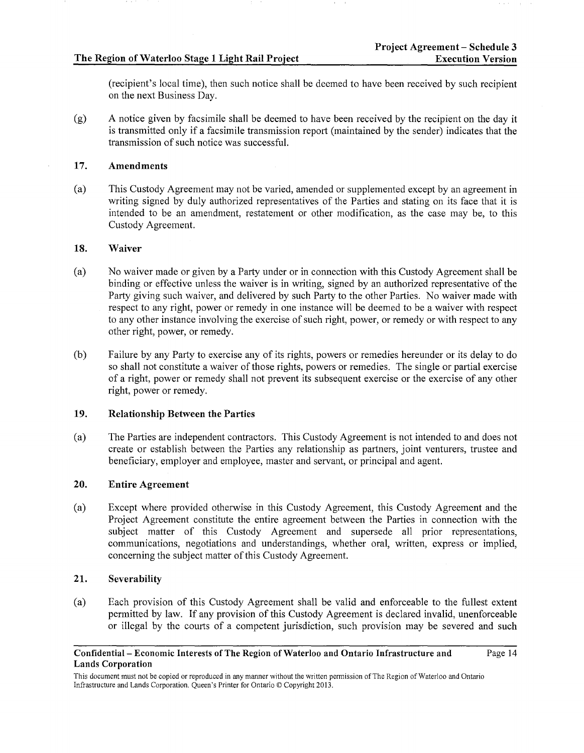(recipient's local time), then such notice shall be deemed to have been received by such recipient on the next Business Day.

(g) A notice given by facsimile shall be deemed to have been received by the recipient on the day it is transmitted only if a facsimile transmission report (maintained by the sender) indicates that the transmission of such notice was successful.

## 17. Amendments

(a) This Custody Agreement may not be varied, amended or supplemented except by an agreement in writing signed by duly authorized representatives of the Parties and stating on its face that it is intended to be an amendment, restatement or other modification, as the case may be, to this Custody Agreement.

## 18. Waiver

(a) No waiver made or given by a Party under or in connection with this Custody Agreement shall be binding or effective unless the waiver is in writing, signed by an authorized representative of the Party giving such waiver, and delivered by such Party to the other Parties. No waiver made with respect to any right, power or remedy in one instance will be deemed to be a waiver with respect to any other instance involving the exercise of such right, power, or remedy or with respect to any other right, power, or remedy.

(b) Failure by any Party to exercise any of its rights, powers or remedies hereunder or its delay to do so shall not constitute a waiver of those rights, powers or remedies. The single or partial exercise of a right, power or remedy shall not prevent its subsequent exercise or the exercise of any other right, power or remedy.

## 19. Relationship Between the Parties

(a) The Parties are independent contractors. This Custody Agreement is not intended to and does not create or establish between the Parties any relationship as partners, joint venturers, trustee and beneficiary, employer and employee, master and servant, or principal and agent.

## 20. Entire Agreement

(a) Except where provided otherwise in this Custody Agreement, this Custody Agreement and the Project Agreement constitute the entire agreement between the Parties in connection with the subject matter of this Custody Agreement and supersede all prior representations, communications, negotiations and understandings, whether oral, written, express or implied, concerning the subject matter of this Custody Agreement.

## 21. Severability

(a) Each provision of this Custody Agreement shall be valid and enforceable to the fullest extent permitted by law. If any provision of this Custody Agreement is declared invalid, unenforceable or illegal by the courts of a competent jurisdiction, such provision may be severed and such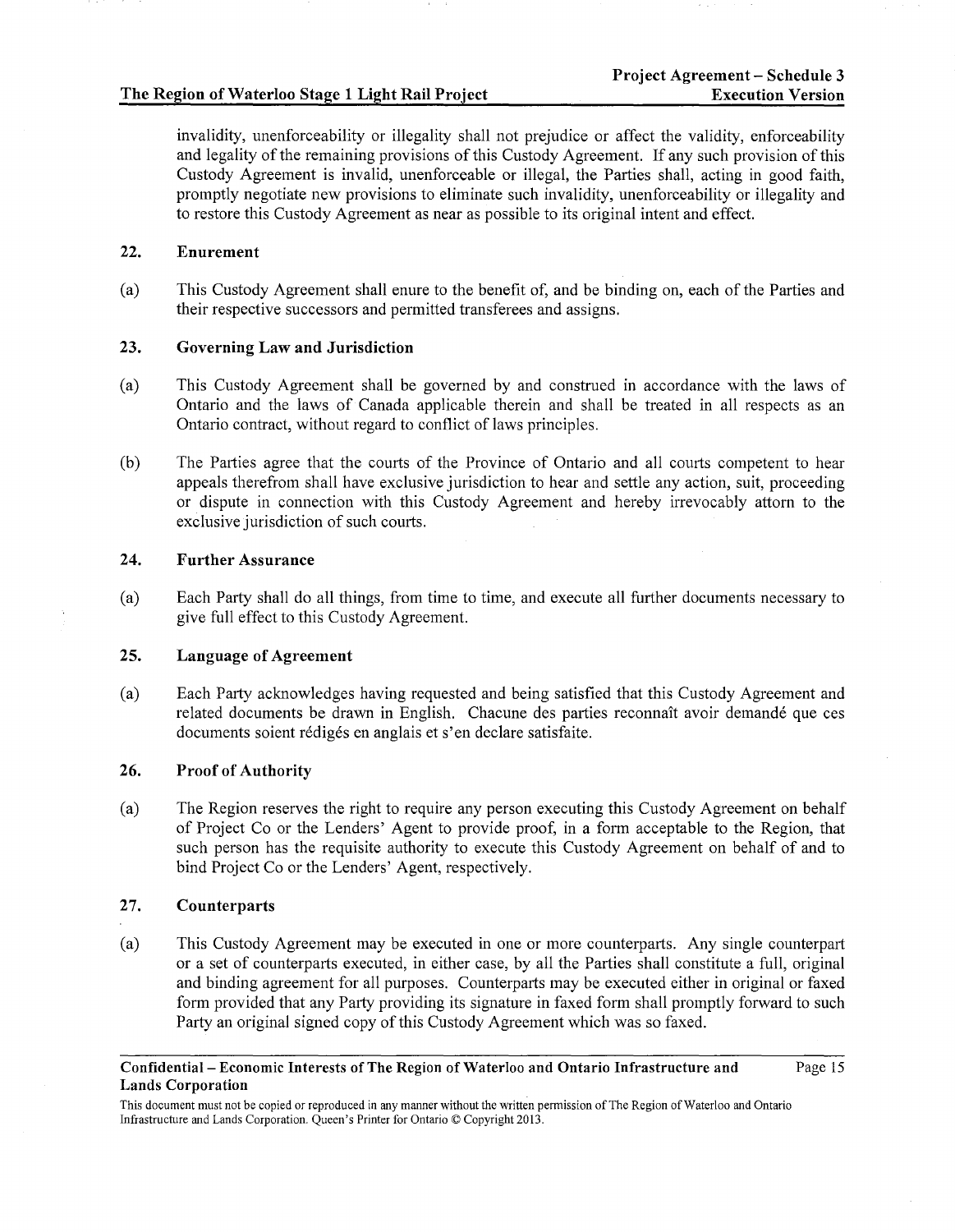invalidity, unenforceability or illegality shall not prejudice or affect the validity, enforceability and legality of the remaining provisions of this Custody Agreement. If any such provision of this Custody Agreement is invalid, unenforceable or illegal, the Parties shall, acting in good faith, promptly negotiate new provisions to eliminate such invalidity, unenforceability or illegality and to restore this Custody Agreement as near as possible to its original intent and effect.

## 22. Enurement

(a) This Custody Agreement shall enure to the benefit of, and be binding on, each of the Parties and their respective successors and permitted transferees and assigns.

## 23. Governing Law and Jurisdiction

(a) This Custody Agreement shall be governed by and construed in accordance with the laws of Ontario and the laws of Canada applicable therein and shall be treated in all respects as an Ontario contract, without regard to conflict of laws principles.

(b) The Parties agree that the courts of the Province of Ontario and all courts competent to hear appeals therefrom shall have exclusive jurisdiction to hear and settle any action, suit, proceeding or dispute in connection with this Custody Agreement and hereby irrevocably attorn to the exclusive jurisdiction of such courts.

## 24. Further Assurance

(a) Each Party shall do all things, from time to time, and execute all further documents necessary to give full effect to this Custody Agreement.

## 25. Language of Agreement

(a) Each Party acknowledges having requested and being satisfied that this Custody Agreement and related documents be drawn in English. Chacune des parties reconnaît avoir demandé que ces documents soient rédigés en anglais et s'en declare satisfaite.

## 26. Proof of Authority

(a) The Region reserves the right to require any person executing this Custody Agreement on behalf of Project Co or the Lenders' Agent to provide proof, in a form acceptable to the Region, that such person has the requisite authority to execute this Custody Agreement on behalf of and to bind Project Co or the Lenders' Agent, respectively.

## 27. Counterparts

(a) This Custody Agreement may be executed in one or more counterparts. Any single counterpart or a set of counterparts executed, in either case, by all the Parties shall constitute a full, original and binding agreement for all purposes. Counterparts may be executed either in original or faxed form provided that any Party providing its signature in faxed form shall promptly forward to such Party an original signed copy of this Custody Agreement which was so faxed.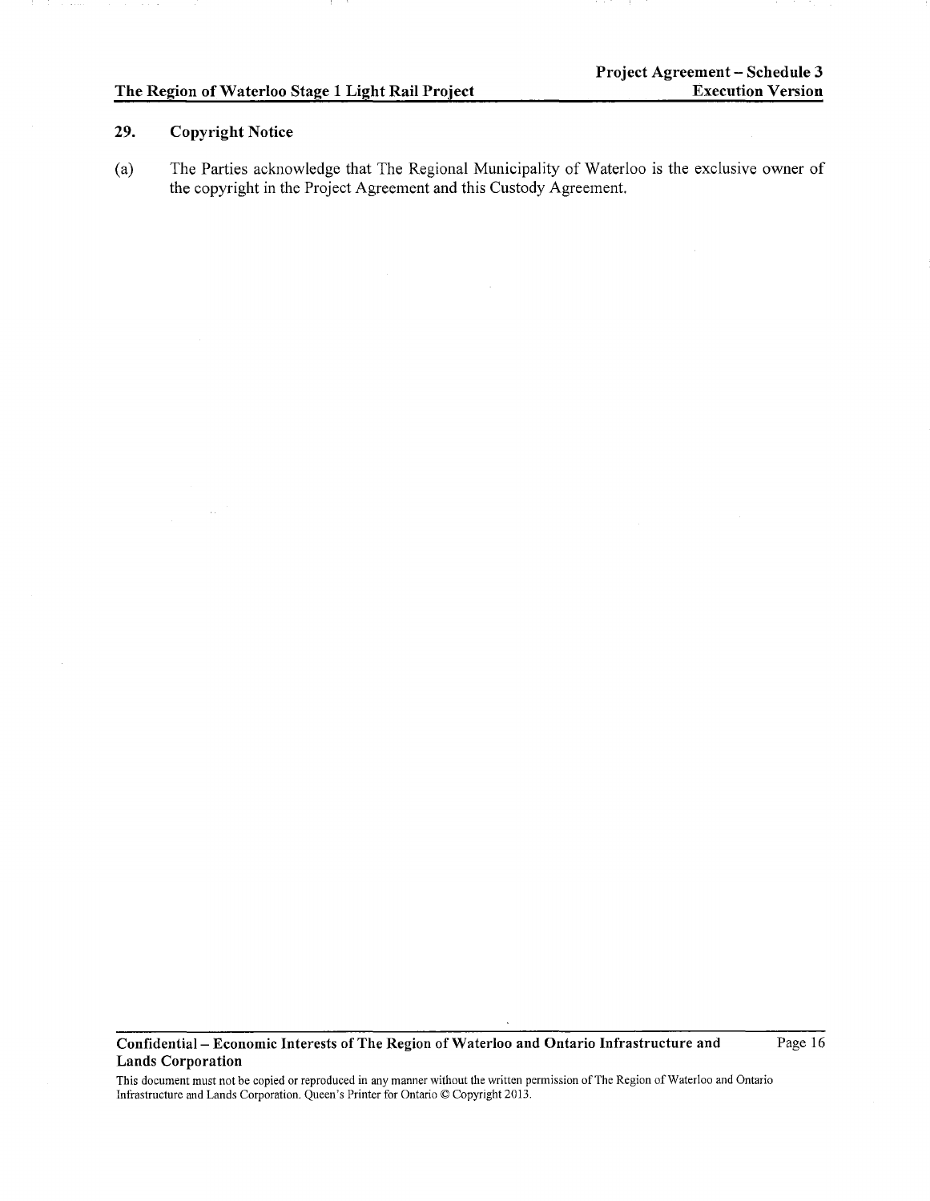## 29. Copyright Notice

(a) The Parties acknowledge that The Regional Municipality of Waterloo is the exclusive owner of the copyright in the Project Agreement and this Custody Agreement.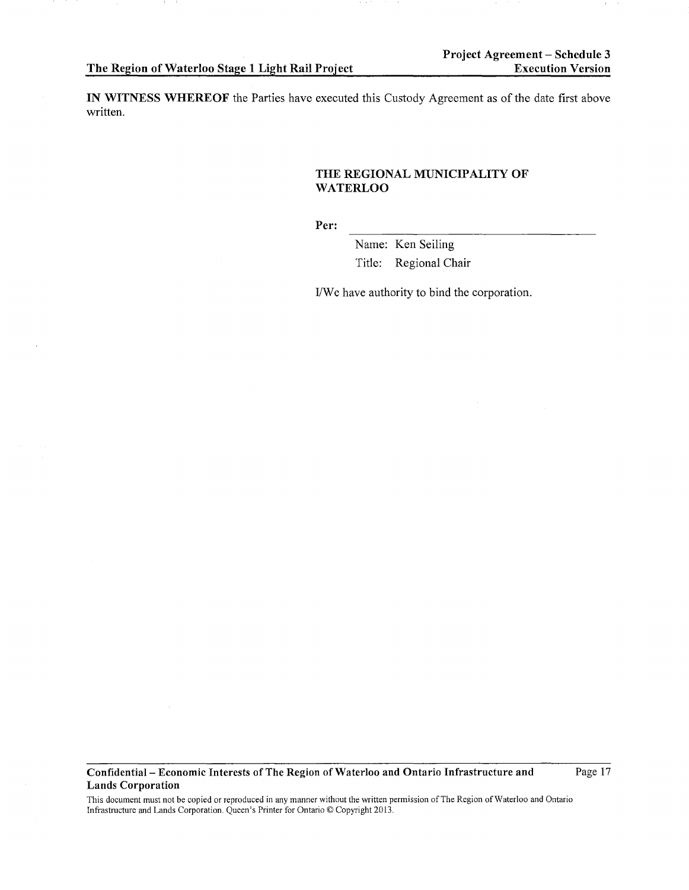**IN WITNESS WHEREOF** the Parties have executed this Custody Agreement as of the date first above written.

**THE REGIONAL MUNICIPALITY OF WATERLOO**

**Per:** ______________________________

Name: Ken Seiling

Title: Regional Chair

I/We have authority to bind the corporation.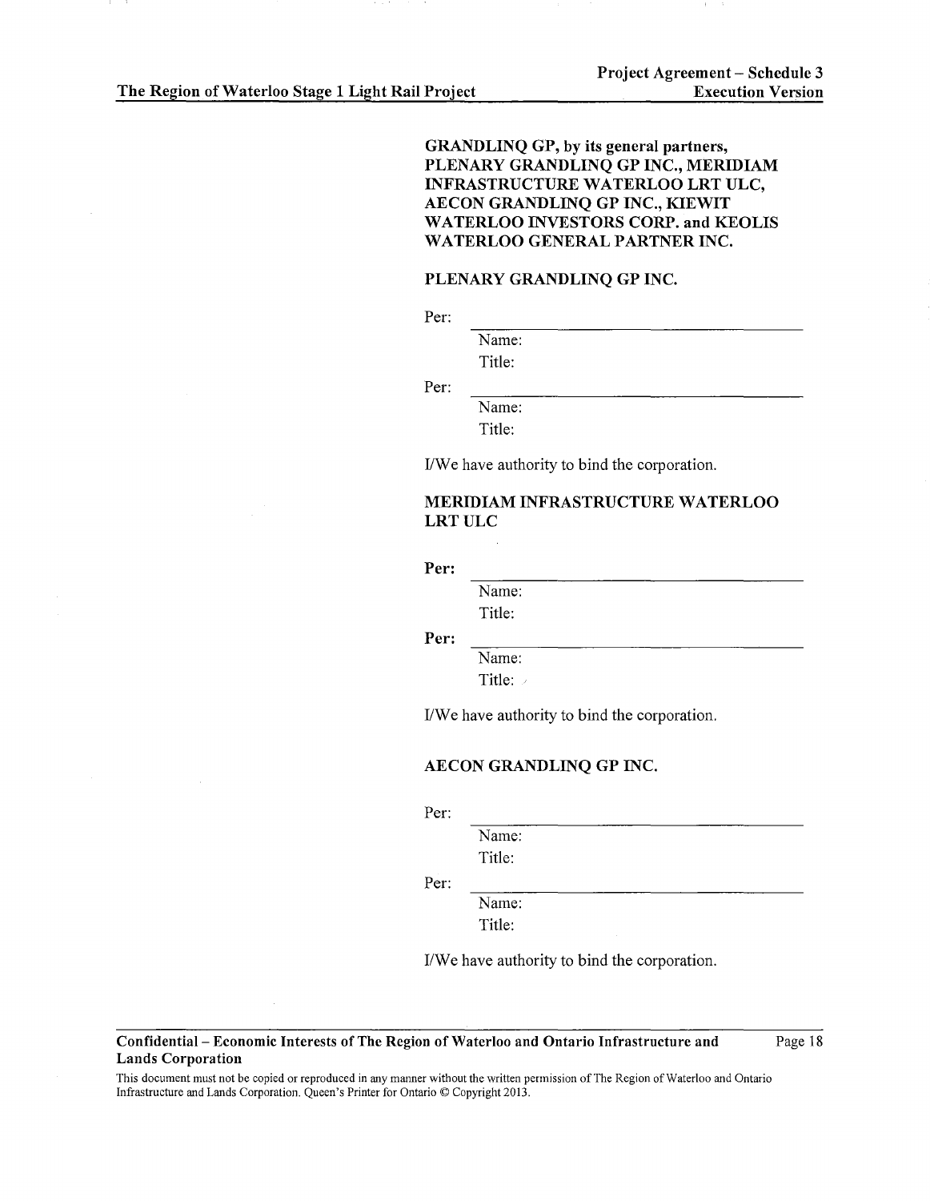**GRANDLINQ GP, by its general partners, PLENARY GRANDLINQ GP INC., MERIDIAM INFRASTRUCTURE WATERLOO LRT ULC, AECON GRANDLINQ GP INC., KIEWIT WATERLOO INVESTORS CORP. and KEOLIS WATERLOO GENERAL PARTNER INC.**

**PLENARY GRANDLINQ GP INC.**

Per: \_\_\_\_\_\_\_\_\_\_\_\_\_\_\_\_\_\_\_\_\_\_\_\_\_\_\_\_\_\_

Name:

Title:

Per: \_\_\_\_\_\_\_\_\_\_\_\_\_\_\_\_\_\_\_\_\_\_\_\_\_\_\_\_\_\_

Name:

Title:

I/We have authority to bind the corporation.

**MERIDIAM INFRASTRUCTURE WATERLOO LRT ULC**

**Per:** \_\_\_\_\_\_\_\_\_\_\_\_\_\_\_\_\_\_\_\_\_\_\_\_\_\_\_\_\_\_

Name:

Title:

**Per:** \_\_\_\_\_\_\_\_\_\_\_\_\_\_\_\_\_\_\_\_\_\_\_\_\_\_\_\_\_\_

Name:

Title:

I/We have authority to bind the corporation.

**AECON GRANDLINQ GP INC.**

Per: \_\_\_\_\_\_\_\_\_\_\_\_\_\_\_\_\_\_\_\_\_\_\_\_\_\_\_\_\_\_

Name:

Title:

Per: \_\_\_\_\_\_\_\_\_\_\_\_\_\_\_\_\_\_\_\_\_\_\_\_\_\_\_\_\_\_

Name:

Title:

I/We have authority to bind the corporation.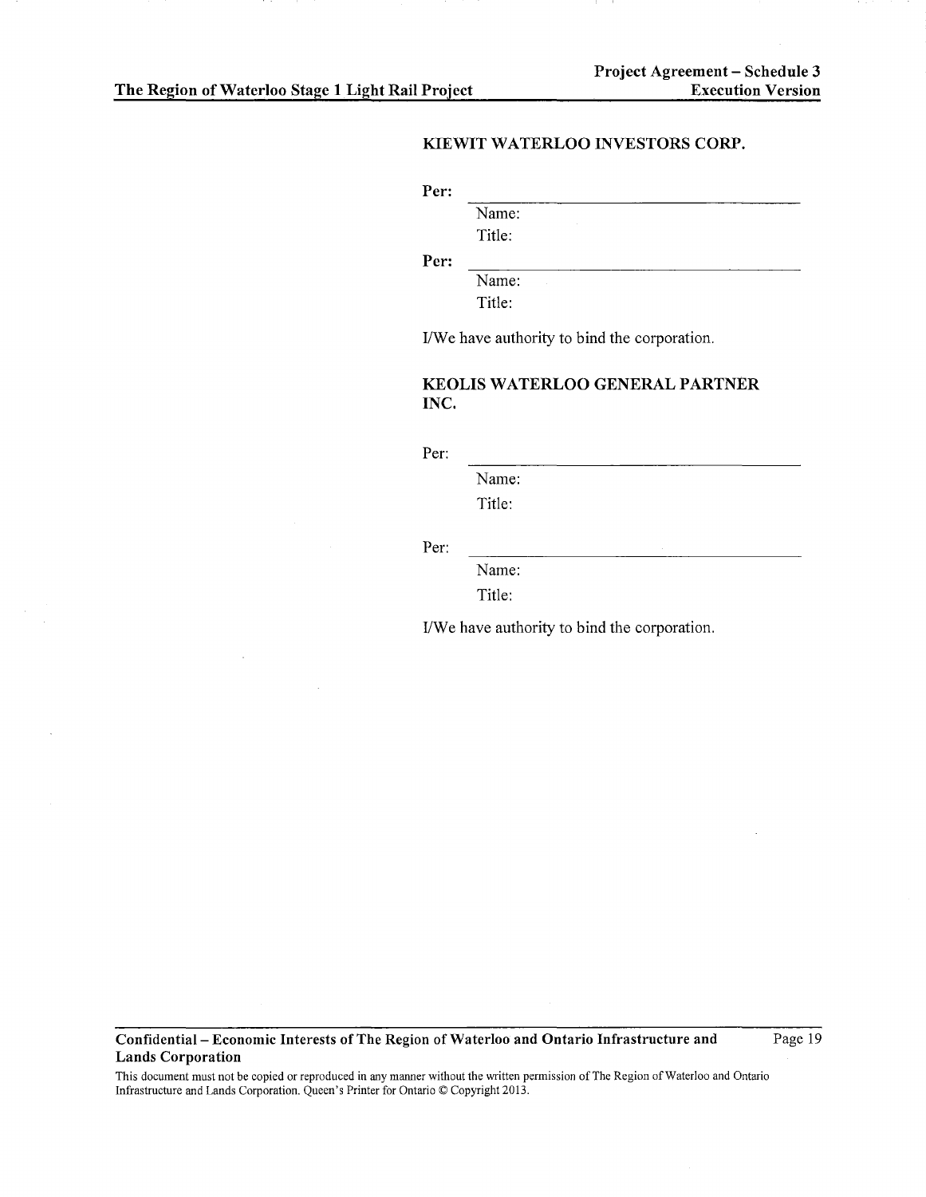**KIEWIT WATERLOO INVESTORS CORP.**

**Per:** \_\_\_\_\_\_\_\_\_\_\_\_\_\_\_\_\_\_\_\_\_\_\_\_\_\_\_\_\_\_\_\_

Name:

Title:

**Per:** \_\_\_\_\_\_\_\_\_\_\_\_\_\_\_\_\_\_\_\_\_\_\_\_\_\_\_\_\_\_\_\_

Name:

Title:

I/We have authority to bind the corporation.

**KEOLIS WATERLOO GENERAL PARTNER INC.**

Per: \_\_\_\_\_\_\_\_\_\_\_\_\_\_\_\_\_\_\_\_\_\_\_\_\_\_\_\_\_\_\_\_

Name:

Title:

Per: \_\_\_\_\_\_\_\_\_\_\_\_\_\_\_\_\_\_\_\_\_\_\_\_\_\_\_\_\_\_\_\_

Name:

Title:

I/We have authority to bind the corporation.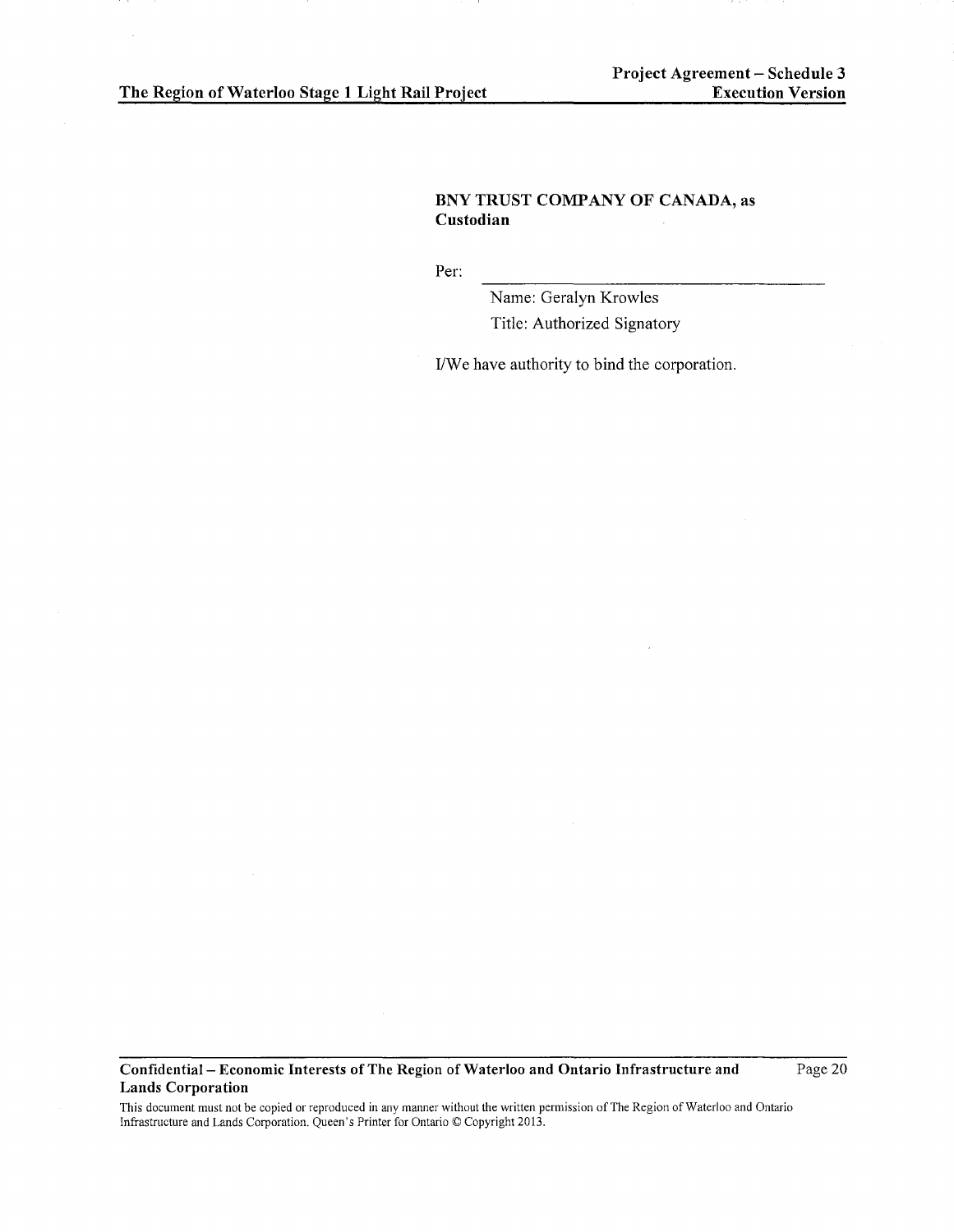**BNY TRUST COMPANY OF CANADA, as Custodian**

Per: \_\_\_\_\_\_\_\_\_\_\_\_\_\_\_\_\_\_\_\_\_\_\_\_\_\_\_\_\_\_

Name: Geralyn Krowles

Title: Authorized Signatory

I/We have authority to bind the corporation.

**Confidential – Economic Interests of The Region of Waterloo and Ontario Infrastructure and Lands Corporation**

This document must not be copied or reproduced in any manner without the written permission of The Region of Waterloo and Ontario Infrastructure and Lands Corporation. Queen's Printer for Ontario © Copyright 2013.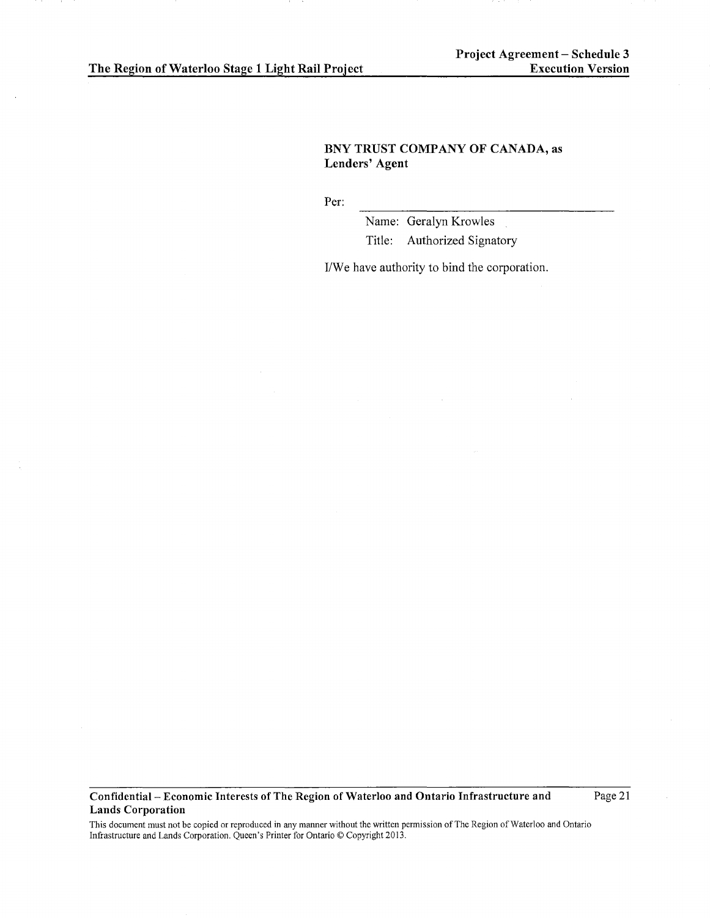**BNY TRUST COMPANY OF CANADA, as Lenders' Agent**

Per: \_\_\_\_\_\_\_\_\_\_\_\_\_\_\_\_\_\_\_\_\_\_\_\_\_\_\_\_\_\_\_\_

Name: Geralyn Krowles

Title: Authorized Signatory

I/We have authority to bind the corporation.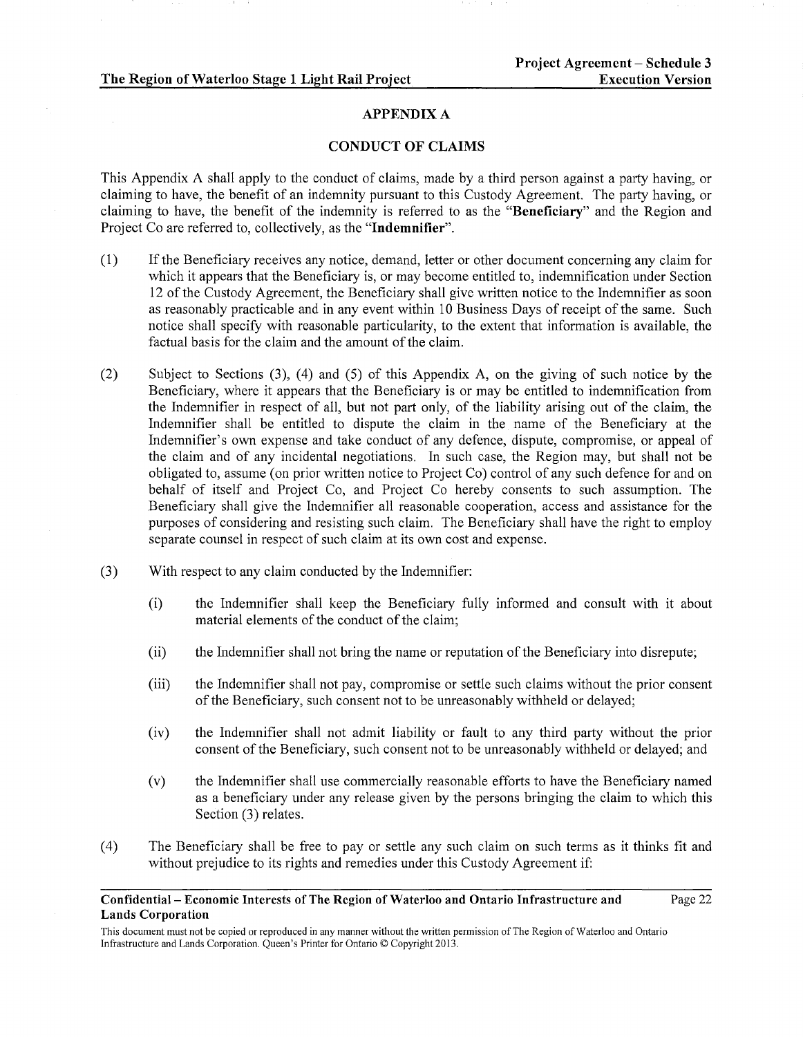## APPENDIX A

## CONDUCT OF CLAIMS

This Appendix A shall apply to the conduct of claims, made by a third person against a party having, or claiming to have, the benefit of an indemnity pursuant to this Custody Agreement. The party having, or claiming to have, the benefit of the indemnity is referred to as the "**Beneficiary**" and the Region and Project Co are referred to, collectively, as the "**Indemnifier**".

(1) If the Beneficiary receives any notice, demand, letter or other document concerning any claim for which it appears that the Beneficiary is, or may become entitled to, indemnification under Section 12 of the Custody Agreement, the Beneficiary shall give written notice to the Indemnifier as soon as reasonably practicable and in any event within 10 Business Days of receipt of the same. Such notice shall specify with reasonable particularity, to the extent that information is available, the factual basis for the claim and the amount of the claim.

(2) Subject to Sections (3), (4) and (5) of this Appendix A, on the giving of such notice by the Beneficiary, where it appears that the Beneficiary is or may be entitled to indemnification from the Indemnifier in respect of all, but not part only, of the liability arising out of the claim, the Indemnifier shall be entitled to dispute the claim in the name of the Beneficiary at the Indemnifier's own expense and take conduct of any defence, dispute, compromise, or appeal of the claim and of any incidental negotiations. In such case, the Region may, but shall not be obligated to, assume (on prior written notice to Project Co) control of any such defence for and on behalf of itself and Project Co, and Project Co hereby consents to such assumption. The Beneficiary shall give the Indemnifier all reasonable cooperation, access and assistance for the purposes of considering and resisting such claim. The Beneficiary shall have the right to employ separate counsel in respect of such claim at its own cost and expense.

(3) With respect to any claim conducted by the Indemnifier:

(i) the Indemnifier shall keep the Beneficiary fully informed and consult with it about material elements of the conduct of the claim;

(ii) the Indemnifier shall not bring the name or reputation of the Beneficiary into disrepute;

(iii) the Indemnifier shall not pay, compromise or settle such claims without the prior consent of the Beneficiary, such consent not to be unreasonably withheld or delayed;

(iv) the Indemnifier shall not admit liability or fault to any third party without the prior consent of the Beneficiary, such consent not to be unreasonably withheld or delayed; and

(v) the Indemnifier shall use commercially reasonable efforts to have the Beneficiary named as a beneficiary under any release given by the persons bringing the claim to which this Section (3) relates.

(4) The Beneficiary shall be free to pay or settle any such claim on such terms as it thinks fit and without prejudice to its rights and remedies under this Custody Agreement if: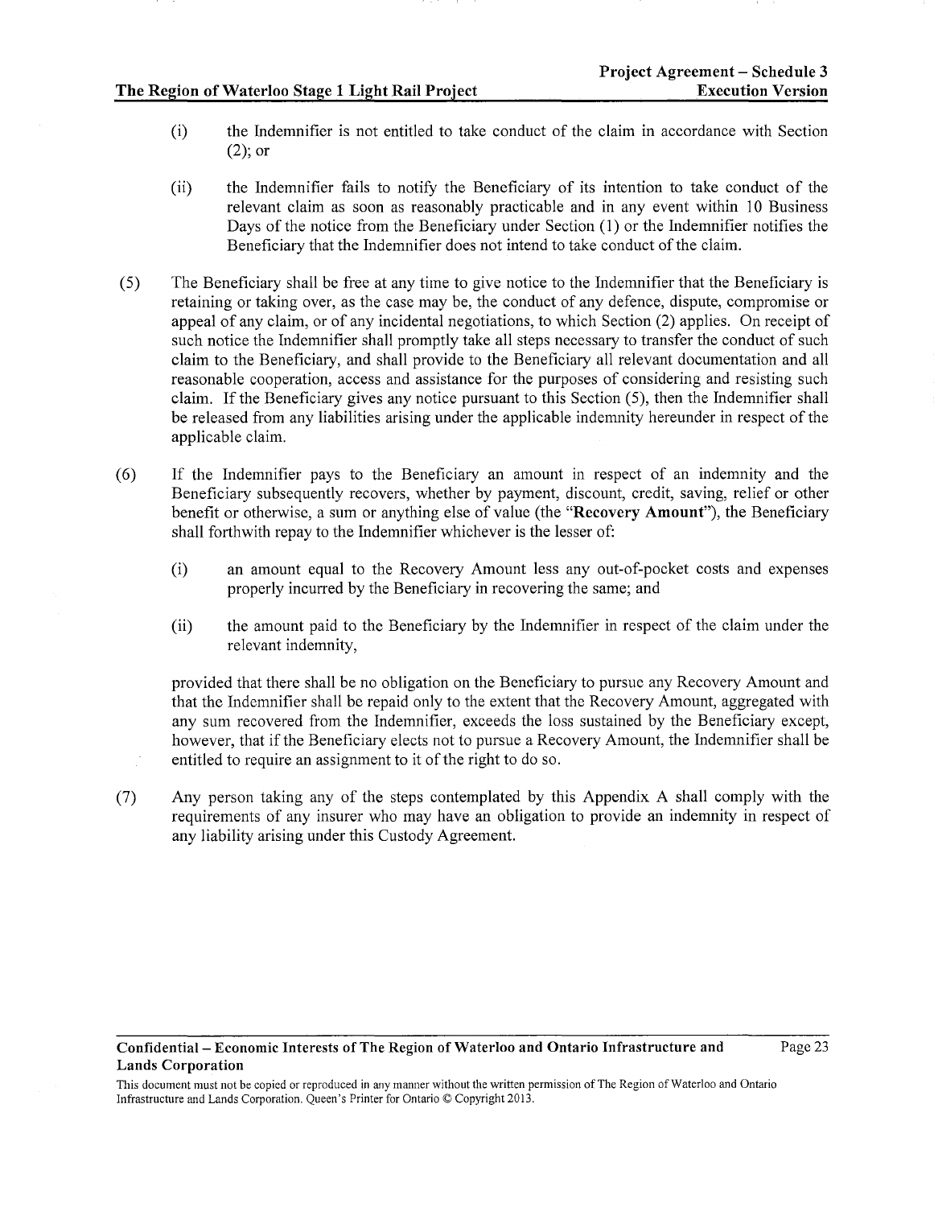(i) the Indemnifier is not entitled to take conduct of the claim in accordance with Section (2); or

(ii) the Indemnifier fails to notify the Beneficiary of its intention to take conduct of the relevant claim as soon as reasonably practicable and in any event within 10 Business Days of the notice from the Beneficiary under Section (1) or the Indemnifier notifies the Beneficiary that the Indemnifier does not intend to take conduct of the claim.

(5) The Beneficiary shall be free at any time to give notice to the Indemnifier that the Beneficiary is retaining or taking over, as the case may be, the conduct of any defence, dispute, compromise or appeal of any claim, or of any incidental negotiations, to which Section (2) applies. On receipt of such notice the Indemnifier shall promptly take all steps necessary to transfer the conduct of such claim to the Beneficiary, and shall provide to the Beneficiary all relevant documentation and all reasonable cooperation, access and assistance for the purposes of considering and resisting such claim. If the Beneficiary gives any notice pursuant to this Section (5), then the Indemnifier shall be released from any liabilities arising under the applicable indemnity hereunder in respect of the applicable claim.

(6) If the Indemnifier pays to the Beneficiary an amount in respect of an indemnity and the Beneficiary subsequently recovers, whether by payment, discount, credit, saving, relief or other benefit or otherwise, a sum or anything else of value (the "**Recovery Amount**"), the Beneficiary shall forthwith repay to the Indemnifier whichever is the lesser of:

(i) an amount equal to the Recovery Amount less any out-of-pocket costs and expenses properly incurred by the Beneficiary in recovering the same; and

(ii) the amount paid to the Beneficiary by the Indemnifier in respect of the claim under the relevant indemnity,

provided that there shall be no obligation on the Beneficiary to pursue any Recovery Amount and that the Indemnifier shall be repaid only to the extent that the Recovery Amount, aggregated with any sum recovered from the Indemnifier, exceeds the loss sustained by the Beneficiary except, however, that if the Beneficiary elects not to pursue a Recovery Amount, the Indemnifier shall be entitled to require an assignment to it of the right to do so.

(7) Any person taking any of the steps contemplated by this Appendix A shall comply with the requirements of any insurer who may have an obligation to provide an indemnity in respect of any liability arising under this Custody Agreement.